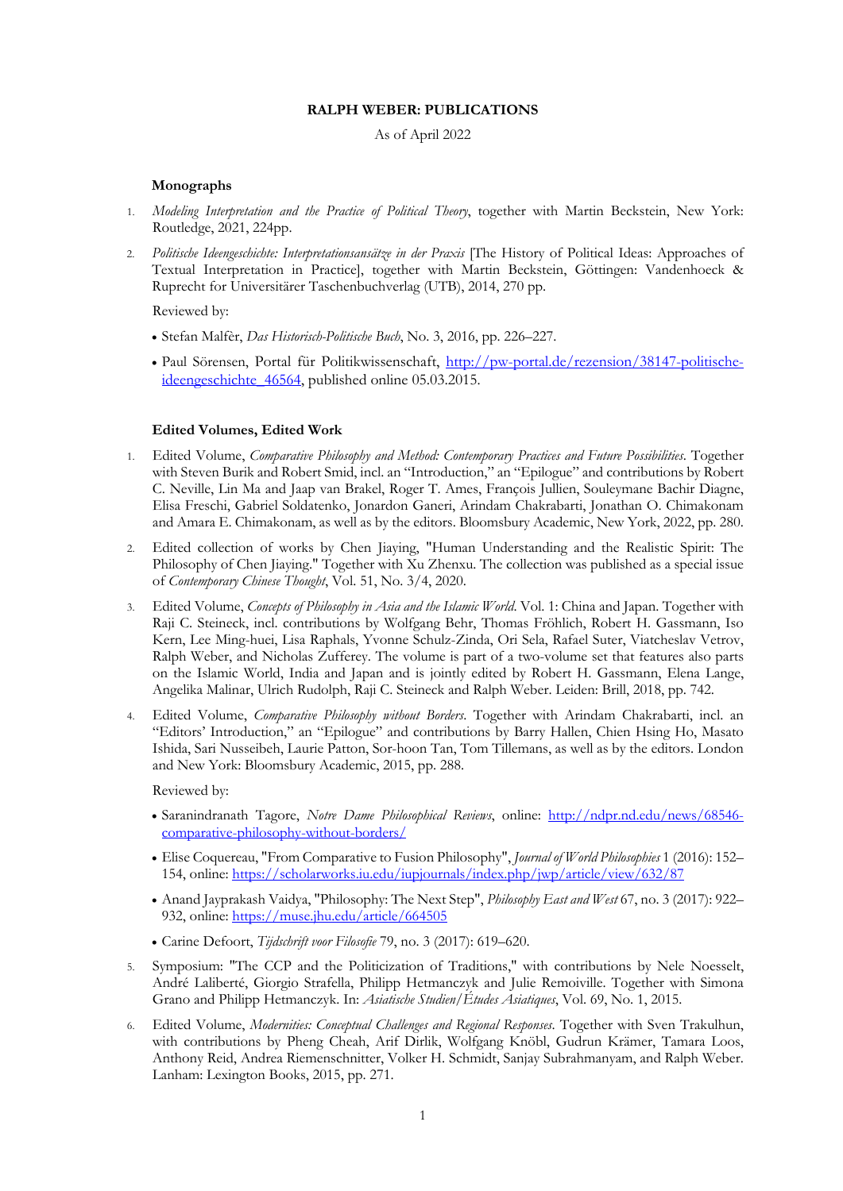**RALPH WEBER: PUBLICATIONS**

As of April 2022

### Monographs

1. *Modeling Interpretation and the Practice of Political Theory*, together with Martin Beckstein, New York: Routledge, 2021, 224pp.
2. *Politische Ideengeschichte: Interpretationsansätze in der Praxis* [The History of Political Ideas: Approaches of Textual Interpretation in Practice], together with Martin Beckstein, Göttingen: Vandenhoeck & Ruprecht for Universitärer Taschenbuchverlag (UTB), 2014, 270 pp.

   Reviewed by:

   - Stefan Malfèr, *Das Historisch-Politische Buch*, No. 3, 2016, pp. 226–227.
   - Paul Sörensen, Portal für Politikwissenschaft, http://pw-portal.de/rezension/38147-politische-ideengeschichte_46564, published online 05.03.2015.

### Edited Volumes, Edited Work

1. Edited Volume, *Comparative Philosophy and Method: Contemporary Practices and Future Possibilities*. Together with Steven Burik and Robert Smid, incl. an "Introduction," an "Epilogue" and contributions by Robert C. Neville, Lin Ma and Jaap van Brakel, Roger T. Ames, François Jullien, Souleymane Bachir Diagne, Elisa Freschi, Gabriel Soldatenko, Jonardon Ganeri, Arindam Chakrabarti, Jonathan O. Chimakonam and Amara E. Chimakonam, as well as by the editors. Bloomsbury Academic, New York, 2022, pp. 280.
2. Edited collection of works by Chen Jiaying, "Human Understanding and the Realistic Spirit: The Philosophy of Chen Jiaying." Together with Xu Zhenxu. The collection was published as a special issue of *Contemporary Chinese Thought*, Vol. 51, No. 3/4, 2020.
3. Edited Volume, *Concepts of Philosophy in Asia and the Islamic World*. Vol. 1: China and Japan. Together with Raji C. Steineck, incl. contributions by Wolfgang Behr, Thomas Fröhlich, Robert H. Gassmann, Iso Kern, Lee Ming-huei, Lisa Raphals, Yvonne Schulz-Zinda, Ori Sela, Rafael Suter, Viatcheslav Vetrov, Ralph Weber, and Nicholas Zufferey. The volume is part of a two-volume set that features also parts on the Islamic World, India and Japan and is jointly edited by Robert H. Gassmann, Elena Lange, Angelika Malinar, Ulrich Rudolph, Raji C. Steineck and Ralph Weber. Leiden: Brill, 2018, pp. 742.
4. Edited Volume, *Comparative Philosophy without Borders*. Together with Arindam Chakrabarti, incl. an "Editors' Introduction," an "Epilogue" and contributions by Barry Hallen, Chien Hsing Ho, Masato Ishida, Sari Nusseibeh, Laurie Patton, Sor-hoon Tan, Tom Tillemans, as well as by the editors. London and New York: Bloomsbury Academic, 2015, pp. 288.

   Reviewed by:

   - Saranindranath Tagore, *Notre Dame Philosophical Reviews*, online: http://ndpr.nd.edu/news/68546-comparative-philosophy-without-borders/
   - Elise Coquereau, "From Comparative to Fusion Philosophy", *Journal of World Philosophies* 1 (2016): 152–154, online: https://scholarworks.iu.edu/iupjournals/index.php/jwp/article/view/632/87
   - Anand Jayprakash Vaidya, "Philosophy: The Next Step", *Philosophy East and West* 67, no. 3 (2017): 922–932, online: https://muse.jhu.edu/article/664505
   - Carine Defoort, *Tijdschrift voor Filosofie* 79, no. 3 (2017): 619–620.
5. Symposium: "The CCP and the Politicization of Traditions," with contributions by Nele Noesselt, André Laliberté, Giorgio Strafella, Philipp Hetmanczyk and Julie Remoiville. Together with Simona Grano and Philipp Hetmanczyk. In: *Asiatische Studien/Études Asiatiques*, Vol. 69, No. 1, 2015.
6. Edited Volume, *Modernities: Conceptual Challenges and Regional Responses*. Together with Sven Trakulhun, with contributions by Pheng Cheah, Arif Dirlik, Wolfgang Knöbl, Gudrun Krämer, Tamara Loos, Anthony Reid, Andrea Riemenschnitter, Volker H. Schmidt, Sanjay Subrahmanyam, and Ralph Weber. Lanham: Lexington Books, 2015, pp. 271.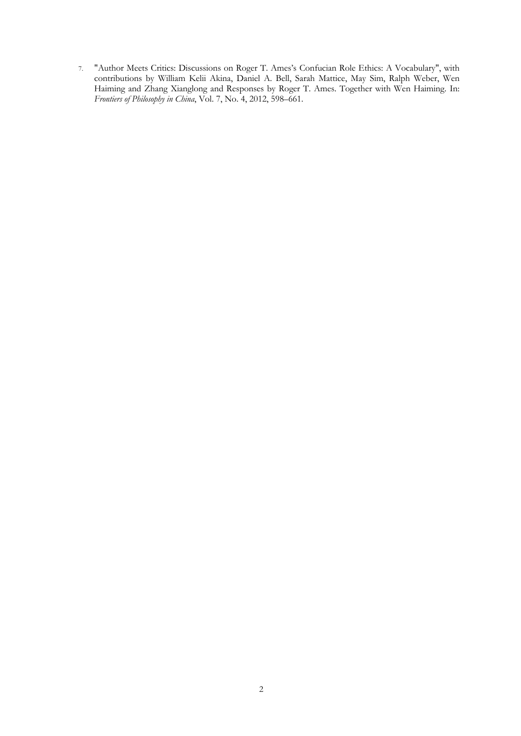7. "Author Meets Critics: Discussions on Roger T. Ames's Confucian Role Ethics: A Vocabulary", with contributions by William Kelii Akina, Daniel A. Bell, Sarah Mattice, May Sim, Ralph Weber, Wen Haiming and Zhang Xianglong and Responses by Roger T. Ames. Together with Wen Haiming. In: *Frontiers of Philosophy in China*, Vol. 7, No. 4, 2012, 598–661.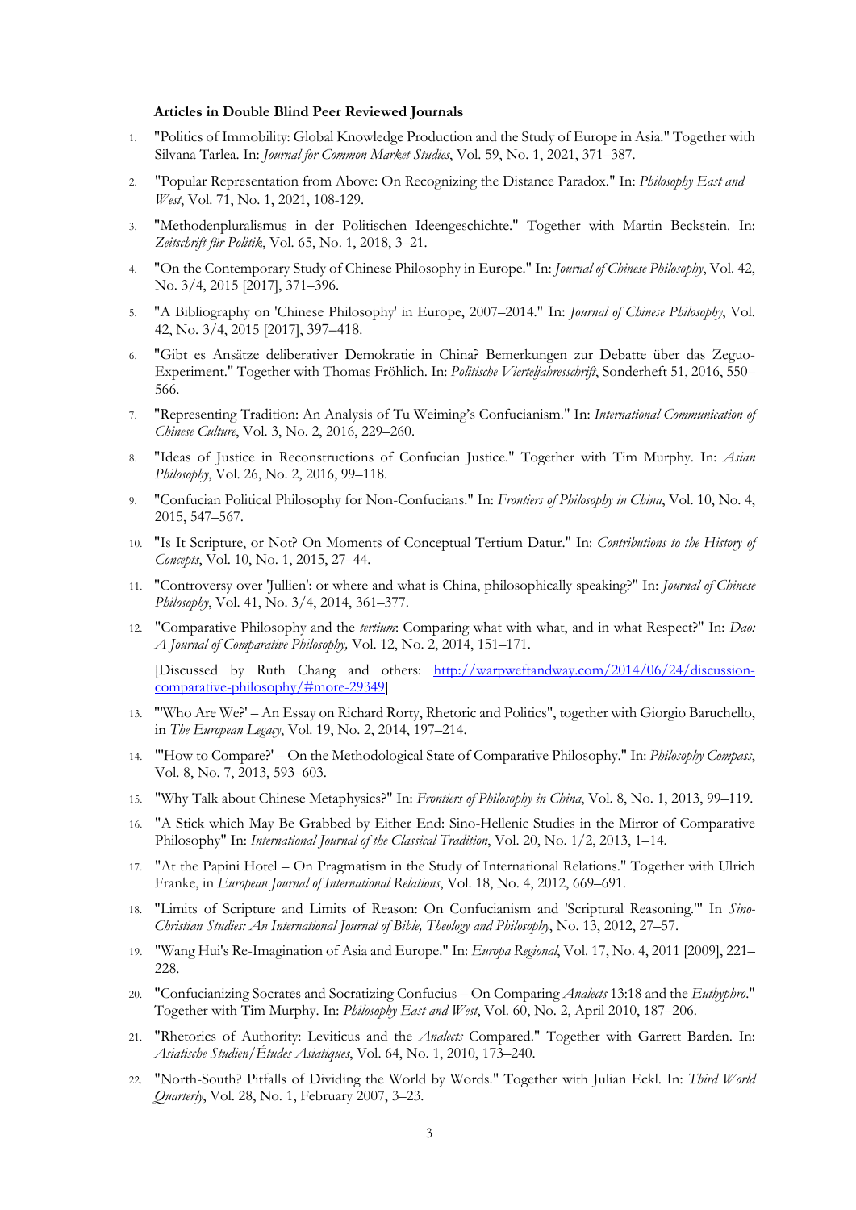**Articles in Double Blind Peer Reviewed Journals**

1. "Politics of Immobility: Global Knowledge Production and the Study of Europe in Asia." Together with Silvana Tarlea. In: *Journal for Common Market Studies*, Vol. 59, No. 1, 2021, 371–387.
2. "Popular Representation from Above: On Recognizing the Distance Paradox." In: *Philosophy East and West*, Vol. 71, No. 1, 2021, 108-129.
3. "Methodenpluralismus in der Politischen Ideengeschichte." Together with Martin Beckstein. In: *Zeitschrift für Politik*, Vol. 65, No. 1, 2018, 3–21.
4. "On the Contemporary Study of Chinese Philosophy in Europe." In: *Journal of Chinese Philosophy*, Vol. 42, No. 3/4, 2015 [2017], 371–396.
5. "A Bibliography on 'Chinese Philosophy' in Europe, 2007–2014." In: *Journal of Chinese Philosophy*, Vol. 42, No. 3/4, 2015 [2017], 397–418.
6. "Gibt es Ansätze deliberativer Demokratie in China? Bemerkungen zur Debatte über das Zeguo-Experiment." Together with Thomas Fröhlich. In: *Politische Vierteljahresschrift*, Sonderheft 51, 2016, 550–566.
7. "Representing Tradition: An Analysis of Tu Weiming's Confucianism." In: *International Communication of Chinese Culture*, Vol. 3, No. 2, 2016, 229–260.
8. "Ideas of Justice in Reconstructions of Confucian Justice." Together with Tim Murphy. In: *Asian Philosophy*, Vol. 26, No. 2, 2016, 99–118.
9. "Confucian Political Philosophy for Non-Confucians." In: *Frontiers of Philosophy in China*, Vol. 10, No. 4, 2015, 547–567.
10. "Is It Scripture, or Not? On Moments of Conceptual Tertium Datur." In: *Contributions to the History of Concepts*, Vol. 10, No. 1, 2015, 27–44.
11. "Controversy over 'Jullien': or where and what is China, philosophically speaking?" In: *Journal of Chinese Philosophy*, Vol. 41, No. 3/4, 2014, 361–377.
12. "Comparative Philosophy and the *tertium*: Comparing what with what, and in what Respect?" In: *Dao: A Journal of Comparative Philosophy,* Vol. 12, No. 2, 2014, 151–171.

    [Discussed by Ruth Chang and others: http://warpweftandway.com/2014/06/24/discussion-comparative-philosophy/#more-29349]
13. "'Who Are We?' – An Essay on Richard Rorty, Rhetoric and Politics", together with Giorgio Baruchello, in *The European Legacy*, Vol. 19, No. 2, 2014, 197–214.
14. "'How to Compare?' – On the Methodological State of Comparative Philosophy." In: *Philosophy Compass*, Vol. 8, No. 7, 2013, 593–603.
15. "Why Talk about Chinese Metaphysics?" In: *Frontiers of Philosophy in China*, Vol. 8, No. 1, 2013, 99–119.
16. "A Stick which May Be Grabbed by Either End: Sino-Hellenic Studies in the Mirror of Comparative Philosophy" In: *International Journal of the Classical Tradition*, Vol. 20, No. 1/2, 2013, 1–14.
17. "At the Papini Hotel – On Pragmatism in the Study of International Relations." Together with Ulrich Franke, in *European Journal of International Relations*, Vol. 18, No. 4, 2012, 669–691.
18. "Limits of Scripture and Limits of Reason: On Confucianism and 'Scriptural Reasoning.'" In *Sino-Christian Studies: An International Journal of Bible, Theology and Philosophy*, No. 13, 2012, 27–57.
19. "Wang Hui's Re-Imagination of Asia and Europe." In: *Europa Regional*, Vol. 17, No. 4, 2011 [2009], 221–228.
20. "Confucianizing Socrates and Socratizing Confucius – On Comparing *Analects* 13:18 and the *Euthyphro*." Together with Tim Murphy. In: *Philosophy East and West*, Vol. 60, No. 2, April 2010, 187–206.
21. "Rhetorics of Authority: Leviticus and the *Analects* Compared." Together with Garrett Barden. In: *Asiatische Studien/Études Asiatiques*, Vol. 64, No. 1, 2010, 173–240.
22. "North-South? Pitfalls of Dividing the World by Words." Together with Julian Eckl. In: *Third World Quarterly*, Vol. 28, No. 1, February 2007, 3–23.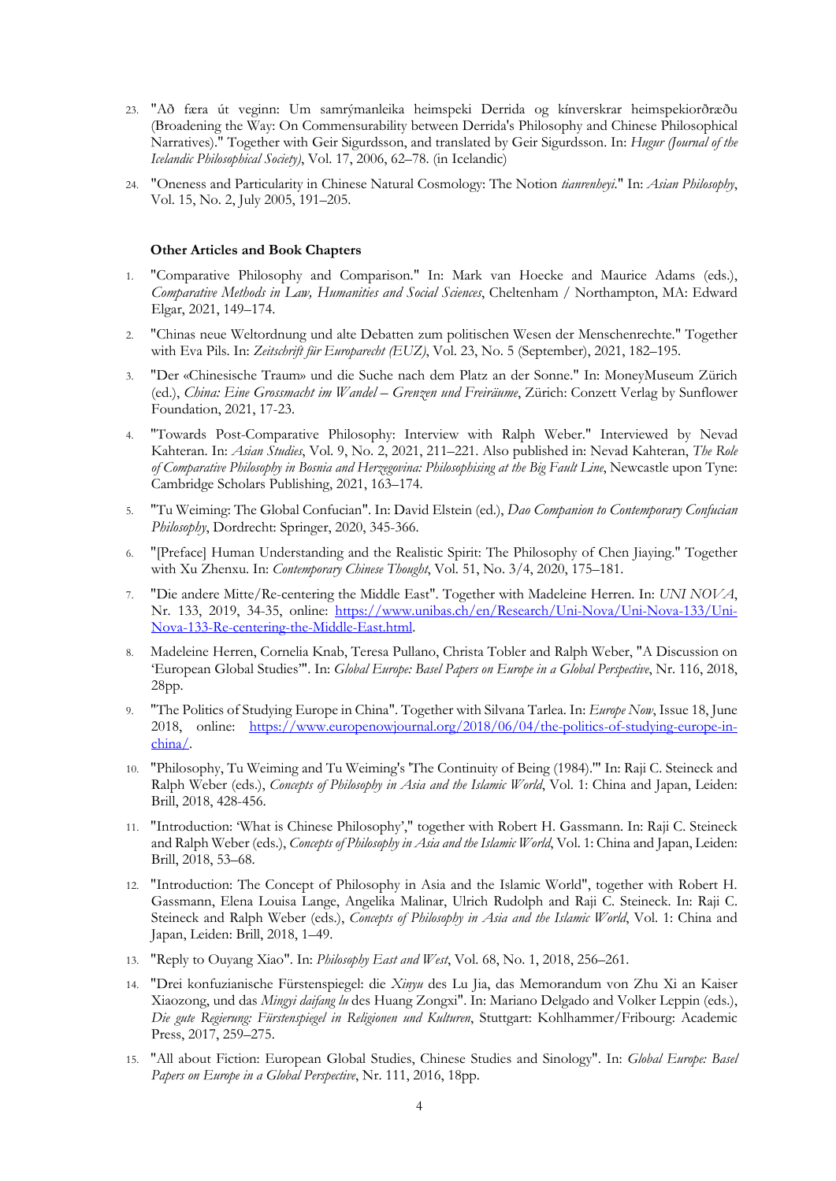23. "Að færa út veginn: Um samrýmanleika heimspeki Derrida og kínverskrar heimspekiorðræðu (Broadening the Way: On Commensurability between Derrida's Philosophy and Chinese Philosophical Narratives)." Together with Geir Sigurdsson, and translated by Geir Sigurdsson. In: *Hugur (Journal of the Icelandic Philosophical Society)*, Vol. 17, 2006, 62–78. (in Icelandic)

24. "Oneness and Particularity in Chinese Natural Cosmology: The Notion *tianrenheyi*." In: *Asian Philosophy*, Vol. 15, No. 2, July 2005, 191–205.

**Other Articles and Book Chapters**

1. "Comparative Philosophy and Comparison." In: Mark van Hoecke and Maurice Adams (eds.), *Comparative Methods in Law, Humanities and Social Sciences*, Cheltenham / Northampton, MA: Edward Elgar, 2021, 149–174.

2. "Chinas neue Weltordnung und alte Debatten zum politischen Wesen der Menschenrechte." Together with Eva Pils. In: *Zeitschrift für Europarecht (EUZ)*, Vol. 23, No. 5 (September), 2021, 182–195.

3. "Der «Chinesische Traum» und die Suche nach dem Platz an der Sonne." In: MoneyMuseum Zürich (ed.), *China: Eine Grossmacht im Wandel – Grenzen und Freiräume*, Zürich: Conzett Verlag by Sunflower Foundation, 2021, 17-23.

4. "Towards Post-Comparative Philosophy: Interview with Ralph Weber." Interviewed by Nevad Kahteran. In: *Asian Studies*, Vol. 9, No. 2, 2021, 211–221. Also published in: Nevad Kahteran, *The Role of Comparative Philosophy in Bosnia and Herzegovina: Philosophising at the Big Fault Line*, Newcastle upon Tyne: Cambridge Scholars Publishing, 2021, 163–174.

5. "Tu Weiming: The Global Confucian". In: David Elstein (ed.), *Dao Companion to Contemporary Confucian Philosophy*, Dordrecht: Springer, 2020, 345-366.

6. "[Preface] Human Understanding and the Realistic Spirit: The Philosophy of Chen Jiaying." Together with Xu Zhenxu. In: *Contemporary Chinese Thought*, Vol. 51, No. 3/4, 2020, 175–181.

7. "Die andere Mitte/Re-centering the Middle East". Together with Madeleine Herren. In: *UNI NOVA*, Nr. 133, 2019, 34-35, online: https://www.unibas.ch/en/Research/Uni-Nova/Uni-Nova-133/Uni-Nova-133-Re-centering-the-Middle-East.html.

8. Madeleine Herren, Cornelia Knab, Teresa Pullano, Christa Tobler and Ralph Weber, "A Discussion on 'European Global Studies'". In: *Global Europe: Basel Papers on Europe in a Global Perspective*, Nr. 116, 2018, 28pp.

9. "The Politics of Studying Europe in China". Together with Silvana Tarlea. In: *Europe Now*, Issue 18, June 2018, online: https://www.europenowjournal.org/2018/06/04/the-politics-of-studying-europe-in-china/.

10. "Philosophy, Tu Weiming and Tu Weiming's 'The Continuity of Being (1984).'" In: Raji C. Steineck and Ralph Weber (eds.), *Concepts of Philosophy in Asia and the Islamic World*, Vol. 1: China and Japan, Leiden: Brill, 2018, 428-456.

11. "Introduction: 'What is Chinese Philosophy'," together with Robert H. Gassmann. In: Raji C. Steineck and Ralph Weber (eds.), *Concepts of Philosophy in Asia and the Islamic World*, Vol. 1: China and Japan, Leiden: Brill, 2018, 53–68.

12. "Introduction: The Concept of Philosophy in Asia and the Islamic World", together with Robert H. Gassmann, Elena Louisa Lange, Angelika Malinar, Ulrich Rudolph and Raji C. Steineck. In: Raji C. Steineck and Ralph Weber (eds.), *Concepts of Philosophy in Asia and the Islamic World*, Vol. 1: China and Japan, Leiden: Brill, 2018, 1–49.

13. "Reply to Ouyang Xiao". In: *Philosophy East and West*, Vol. 68, No. 1, 2018, 256–261.

14. "Drei konfuzianische Fürstenspiegel: die *Xinyu* des Lu Jia, das Memorandum von Zhu Xi an Kaiser Xiaozong, und das *Mingyi daifang lu* des Huang Zongxi". In: Mariano Delgado and Volker Leppin (eds.), *Die gute Regierung: Fürstenspiegel in Religionen und Kulturen*, Stuttgart: Kohlhammer/Fribourg: Academic Press, 2017, 259–275.

15. "All about Fiction: European Global Studies, Chinese Studies and Sinology". In: *Global Europe: Basel Papers on Europe in a Global Perspective*, Nr. 111, 2016, 18pp.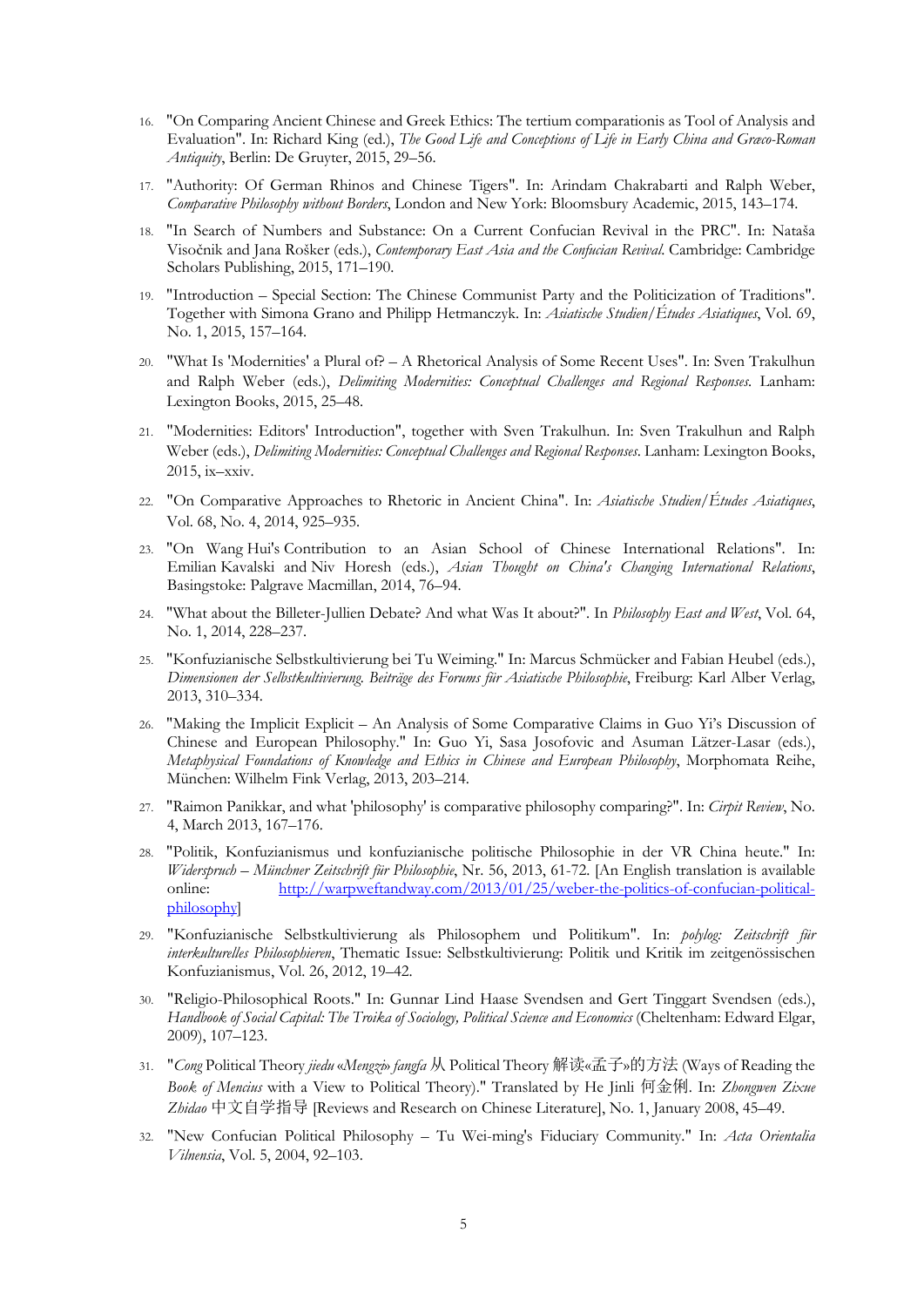16. "On Comparing Ancient Chinese and Greek Ethics: The tertium comparationis as Tool of Analysis and Evaluation". In: Richard King (ed.), *The Good Life and Conceptions of Life in Early China and Græco-Roman Antiquity*, Berlin: De Gruyter, 2015, 29–56.

17. "Authority: Of German Rhinos and Chinese Tigers". In: Arindam Chakrabarti and Ralph Weber, *Comparative Philosophy without Borders*, London and New York: Bloomsbury Academic, 2015, 143–174.

18. "In Search of Numbers and Substance: On a Current Confucian Revival in the PRC". In: Nataša Visočnik and Jana Rošker (eds.), *Contemporary East Asia and the Confucian Revival*. Cambridge: Cambridge Scholars Publishing, 2015, 171–190.

19. "Introduction – Special Section: The Chinese Communist Party and the Politicization of Traditions". Together with Simona Grano and Philipp Hetmanczyk. In: *Asiatische Studien/Études Asiatiques*, Vol. 69, No. 1, 2015, 157–164.

20. "What Is 'Modernities' a Plural of? – A Rhetorical Analysis of Some Recent Uses". In: Sven Trakulhun and Ralph Weber (eds.), *Delimiting Modernities: Conceptual Challenges and Regional Responses*. Lanham: Lexington Books, 2015, 25–48.

21. "Modernities: Editors' Introduction", together with Sven Trakulhun. In: Sven Trakulhun and Ralph Weber (eds.), *Delimiting Modernities: Conceptual Challenges and Regional Responses*. Lanham: Lexington Books, 2015, ix–xxiv.

22. "On Comparative Approaches to Rhetoric in Ancient China". In: *Asiatische Studien/Études Asiatiques*, Vol. 68, No. 4, 2014, 925–935.

23. "On Wang Hui's Contribution to an Asian School of Chinese International Relations". In: Emilian Kavalski and Niv Horesh (eds.), *Asian Thought on China's Changing International Relations*, Basingstoke: Palgrave Macmillan, 2014, 76–94.

24. "What about the Billeter-Jullien Debate? And what Was It about?". In *Philosophy East and West*, Vol. 64, No. 1, 2014, 228–237.

25. "Konfuzianische Selbstkultivierung bei Tu Weiming." In: Marcus Schmücker and Fabian Heubel (eds.), *Dimensionen der Selbstkultivierung. Beiträge des Forums für Asiatische Philosophie*, Freiburg: Karl Alber Verlag, 2013, 310–334.

26. "Making the Implicit Explicit – An Analysis of Some Comparative Claims in Guo Yi's Discussion of Chinese and European Philosophy." In: Guo Yi, Sasa Josofovic and Asuman Lätzer-Lasar (eds.), *Metaphysical Foundations of Knowledge and Ethics in Chinese and European Philosophy*, Morphomata Reihe, München: Wilhelm Fink Verlag, 2013, 203–214.

27. "Raimon Panikkar, and what 'philosophy' is comparative philosophy comparing?". In: *Cirpit Review*, No. 4, March 2013, 167–176.

28. "Politik, Konfuzianismus und konfuzianische politische Philosophie in der VR China heute." In: *Widerspruch – Münchner Zeitschrift für Philosophie*, Nr. 56, 2013, 61-72. [An English translation is available online: http://warpweftandway.com/2013/01/25/weber-the-politics-of-confucian-political-philosophy]

29. "Konfuzianische Selbstkultivierung als Philosophem und Politikum". In: *polylog: Zeitschrift für interkulturelles Philosophieren*, Thematic Issue: Selbstkultivierung: Politik und Kritik im zeitgenössischen Konfuzianismus, Vol. 26, 2012, 19–42.

30. "Religio-Philosophical Roots." In: Gunnar Lind Haase Svendsen and Gert Tinggart Svendsen (eds.), *Handbook of Social Capital: The Troika of Sociology, Political Science and Economics* (Cheltenham: Edward Elgar, 2009), 107–123.

31. "*Cong* Political Theory *jiedu «Mengzi» fangfa* 从 Political Theory 解读«孟子»的方法 (Ways of Reading the *Book of Mencius* with a View to Political Theory)." Translated by He Jinli 何金俐. In: *Zhongwen Zixue Zhidao* 中文自学指导 [Reviews and Research on Chinese Literature], No. 1, January 2008, 45–49.

32. "New Confucian Political Philosophy – Tu Wei-ming's Fiduciary Community." In: *Acta Orientalia Vilnensia*, Vol. 5, 2004, 92–103.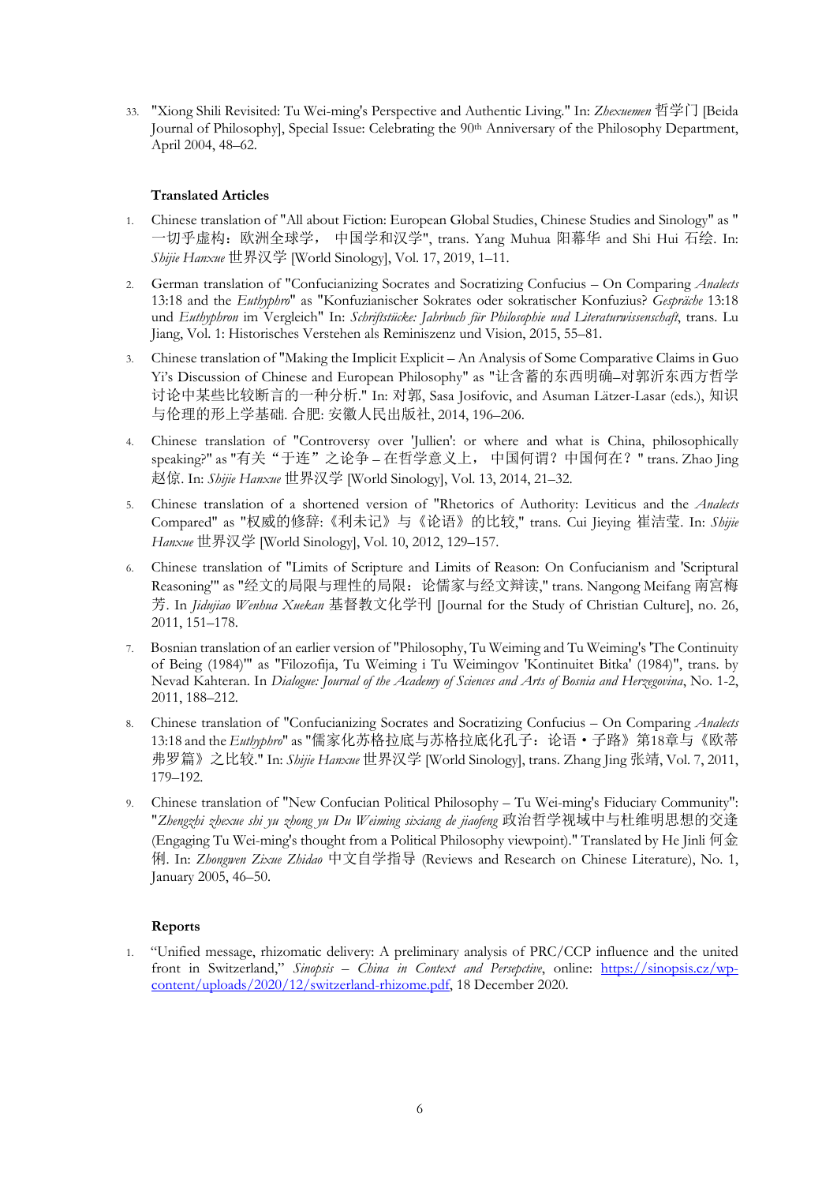33. "Xiong Shili Revisited: Tu Wei-ming's Perspective and Authentic Living." In: *Zhexuemen* 哲学门 [Beida Journal of Philosophy], Special Issue: Celebrating the 90th Anniversary of the Philosophy Department, April 2004, 48–62.

**Translated Articles**

1. Chinese translation of "All about Fiction: European Global Studies, Chinese Studies and Sinology" as " 一切乎虚构：欧洲全球学， 中国学和汉学", trans. Yang Muhua 阳幕华 and Shi Hui 石绘. In: *Shijie Hanxue* 世界汉学 [World Sinology], Vol. 17, 2019, 1–11.

2. German translation of "Confucianizing Socrates and Socratizing Confucius – On Comparing *Analects* 13:18 and the *Euthyphro*" as "Konfuzianischer Sokrates oder sokratischer Konfuzius? *Gespräche* 13:18 und *Euthyphron* im Vergleich" In: *Schriftstücke: Jahrbuch für Philosophie und Literaturwissenschaft*, trans. Lu Jiang, Vol. 1: Historisches Verstehen als Reminiszenz und Vision, 2015, 55–81.

3. Chinese translation of "Making the Implicit Explicit – An Analysis of Some Comparative Claims in Guo Yi's Discussion of Chinese and European Philosophy" as "让含蓄的东西明确–对郭沂东西方哲学讨论中某些比较断言的一种分析." In: 对郭, Sasa Josifovic, and Asuman Lätzer-Lasar (eds.), 知识与伦理的形上学基础. 合肥: 安徽人民出版社, 2014, 196–206.

4. Chinese translation of "Controversy over 'Jullien': or where and what is China, philosophically speaking?" as "有关“于连”之论争 – 在哲学意义上， 中国何谓？中国何在？" trans. Zhao Jing 赵倞. In: *Shijie Hanxue* 世界汉学 [World Sinology], Vol. 13, 2014, 21–32.

5. Chinese translation of a shortened version of "Rhetorics of Authority: Leviticus and the *Analects* Compared" as "权威的修辞:《利未记》与《论语》的比较," trans. Cui Jieying 崔洁莹. In: *Shijie Hanxue* 世界汉学 [World Sinology], Vol. 10, 2012, 129–157.

6. Chinese translation of "Limits of Scripture and Limits of Reason: On Confucianism and 'Scriptural Reasoning'" as "经文的局限与理性的局限：论儒家与经文辩读," trans. Nangong Meifang 南宫梅芳. In *Jidujiao Wenhua Xuekan* 基督教文化学刊 [Journal for the Study of Christian Culture], no. 26, 2011, 151–178.

7. Bosnian translation of an earlier version of "Philosophy, Tu Weiming and Tu Weiming's 'The Continuity of Being (1984)'" as "Filozofija, Tu Weiming i Tu Weimingov 'Kontinuitet Bitka' (1984)", trans. by Nevad Kahteran. In *Dialogue: Journal of the Academy of Sciences and Arts of Bosnia and Herzegovina*, No. 1-2, 2011, 188–212.

8. Chinese translation of "Confucianizing Socrates and Socratizing Confucius – On Comparing *Analects* 13:18 and the *Euthyphro*" as "儒家化苏格拉底与苏格拉底化孔子：论语・子路》第18章与《欧蒂弗罗篇》之比较." In: *Shijie Hanxue* 世界汉学 [World Sinology], trans. Zhang Jing 张靖, Vol. 7, 2011, 179–192.

9. Chinese translation of "New Confucian Political Philosophy – Tu Wei-ming's Fiduciary Community": "*Zhengzhi zhexue shi yu zhong yu Du Weiming sixiang de jiaofeng* 政治哲学视域中与杜维明思想的交逢 (Engaging Tu Wei-ming's thought from a Political Philosophy viewpoint)." Translated by He Jinli 何金俐. In: *Zhongwen Zixue Zhidao* 中文自学指导 (Reviews and Research on Chinese Literature), No. 1, January 2005, 46–50.

**Reports**

1. "Unified message, rhizomatic delivery: A preliminary analysis of PRC/CCP influence and the united front in Switzerland," *Sinopsis – China in Context and Persepctive*, online: https://sinopsis.cz/wp-content/uploads/2020/12/switzerland-rhizome.pdf, 18 December 2020.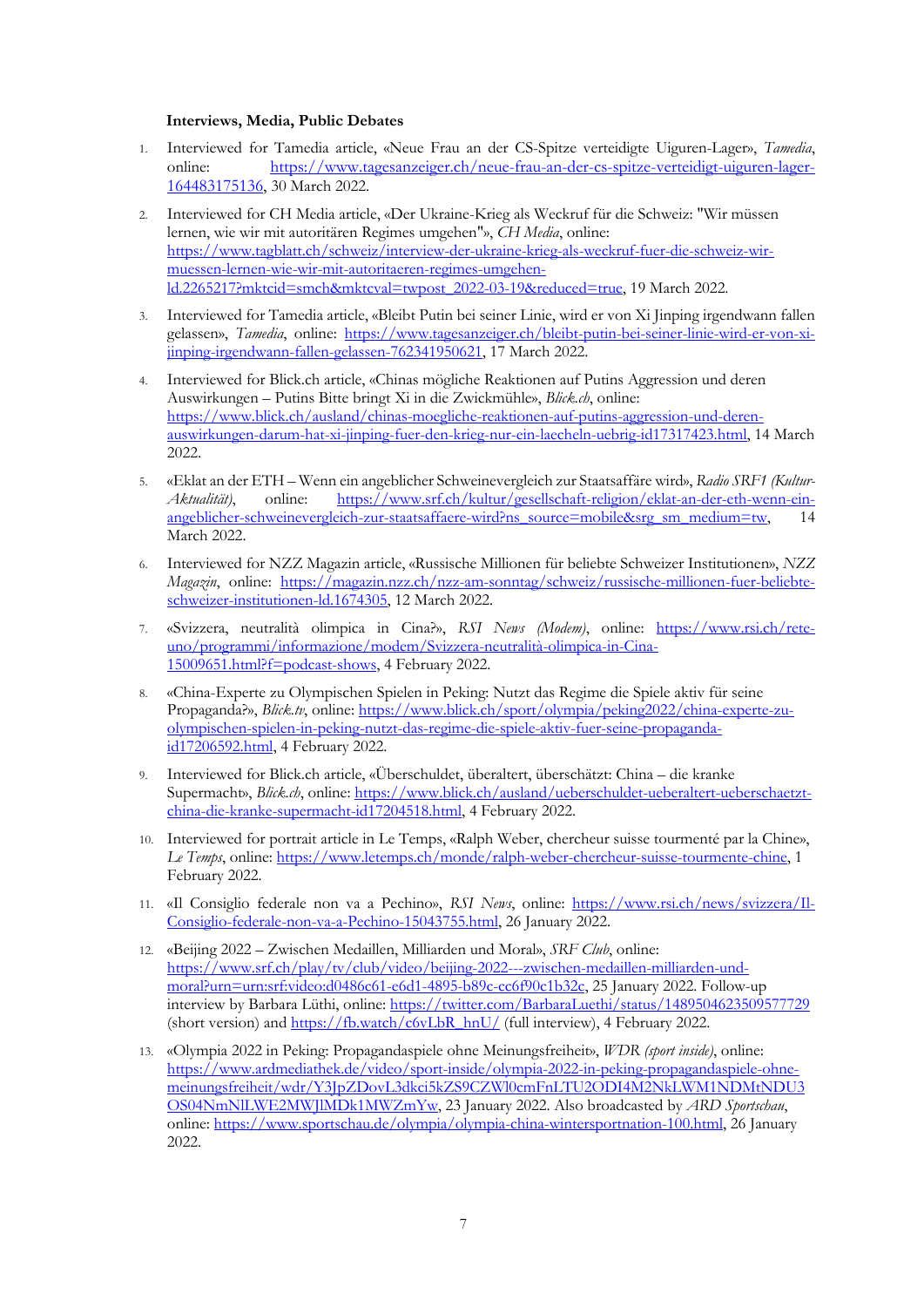**Interviews, Media, Public Debates**

1. Interviewed for Tamedia article, «Neue Frau an der CS-Spitze verteidigte Uiguren-Lager», *Tamedia*, online: https://www.tagesanzeiger.ch/neue-frau-an-der-cs-spitze-verteidigt-uiguren-lager-164483175136, 30 March 2022.

2. Interviewed for CH Media article, «Der Ukraine-Krieg als Weckruf für die Schweiz: "Wir müssen lernen, wie wir mit autoritären Regimes umgehen"», *CH Media*, online: https://www.tagblatt.ch/schweiz/interview-der-ukraine-krieg-als-weckruf-fuer-die-schweiz-wir-muessen-lernen-wie-wir-mit-autoritaeren-regimes-umgehen-ld.2265217?mktcid=smch&mktcval=twpost_2022-03-19&reduced=true, 19 March 2022.

3. Interviewed for Tamedia article, «Bleibt Putin bei seiner Linie, wird er von Xi Jinping irgendwann fallen gelassen», *Tamedia*, online: https://www.tagesanzeiger.ch/bleibt-putin-bei-seiner-linie-wird-er-von-xi-jinping-irgendwann-fallen-gelassen-762341950621, 17 March 2022.

4. Interviewed for Blick.ch article, «Chinas mögliche Reaktionen auf Putins Aggression und deren Auswirkungen – Putins Bitte bringt Xi in die Zwickmühle», *Blick.ch*, online: https://www.blick.ch/ausland/chinas-moegliche-reaktionen-auf-putins-aggression-und-deren-auswirkungen-darum-hat-xi-jinping-fuer-den-krieg-nur-ein-laecheln-uebrig-id17317423.html, 14 March 2022.

5. «Eklat an der ETH – Wenn ein angeblicher Schweinevergleich zur Staatsaffäre wird», *Radio SRF1 (Kultur-Aktualität)*, online: https://www.srf.ch/kultur/gesellschaft-religion/eklat-an-der-eth-wenn-ein-angeblicher-schweinevergleich-zur-staatsaffaere-wird?ns_source=mobile&srg_sm_medium=tw, 14 March 2022.

6. Interviewed for NZZ Magazin article, «Russische Millionen für beliebte Schweizer Institutionen», *NZZ Magazin*, online: https://magazin.nzz.ch/nzz-am-sonntag/schweiz/russische-millionen-fuer-beliebte-schweizer-institutionen-ld.1674305, 12 March 2022.

7. «Svizzera, neutralità olimpica in Cina?», *RSI News (Modem)*, online: https://www.rsi.ch/rete-uno/programmi/informazione/modem/Svizzera-neutralità-olimpica-in-Cina-15009651.html?f=podcast-shows, 4 February 2022.

8. «China-Experte zu Olympischen Spielen in Peking: Nutzt das Regime die Spiele aktiv für seine Propaganda?», *Blick.tv*, online: https://www.blick.ch/sport/olympia/peking2022/china-experte-zu-olympischen-spielen-in-peking-nutzt-das-regime-die-spiele-aktiv-fuer-seine-propaganda-id17206592.html, 4 February 2022.

9. Interviewed for Blick.ch article, «Überschuldet, überaltert, überschätzt: China – die kranke Supermacht», *Blick.ch*, online: https://www.blick.ch/ausland/ueberschuldet-ueberaltert-ueberschaetzt-china-die-kranke-supermacht-id17204518.html, 4 February 2022.

10. Interviewed for portrait article in Le Temps, «Ralph Weber, chercheur suisse tourmenté par la Chine», *Le Temps*, online: https://www.letemps.ch/monde/ralph-weber-chercheur-suisse-tourmente-chine, 1 February 2022.

11. «Il Consiglio federale non va a Pechino», *RSI News*, online: https://www.rsi.ch/news/svizzera/Il-Consiglio-federale-non-va-a-Pechino-15043755.html, 26 January 2022.

12. «Beijing 2022 – Zwischen Medaillen, Milliarden und Moral», *SRF Club*, online: https://www.srf.ch/play/tv/club/video/beijing-2022---zwischen-medaillen-milliarden-und-moral?urn=urn:srf:video:d0486c61-e6d1-4895-b89c-cc6f90c1b32c, 25 January 2022. Follow-up interview by Barbara Lüthi, online: https://twitter.com/BarbaraLuethi/status/1489504623509577729 (short version) and https://fb.watch/c6vLbR_hnU/ (full interview), 4 February 2022.

13. «Olympia 2022 in Peking: Propagandaspiele ohne Meinungsfreiheit», *WDR (sport inside)*, online: https://www.ardmediathek.de/video/sport-inside/olympia-2022-in-peking-propagandaspiele-ohne-meinungsfreiheit/wdr/Y3JpZDovL3dkci5kZS9CZWl0cmFnLTU2ODI4M2NkLWM1NDMtNDU3OS04NmNlLWE2MWJlMDk1MWZmYw, 23 January 2022. Also broadcasted by *ARD Sportschau*, online: https://www.sportschau.de/olympia/olympia-china-wintersportnation-100.html, 26 January 2022.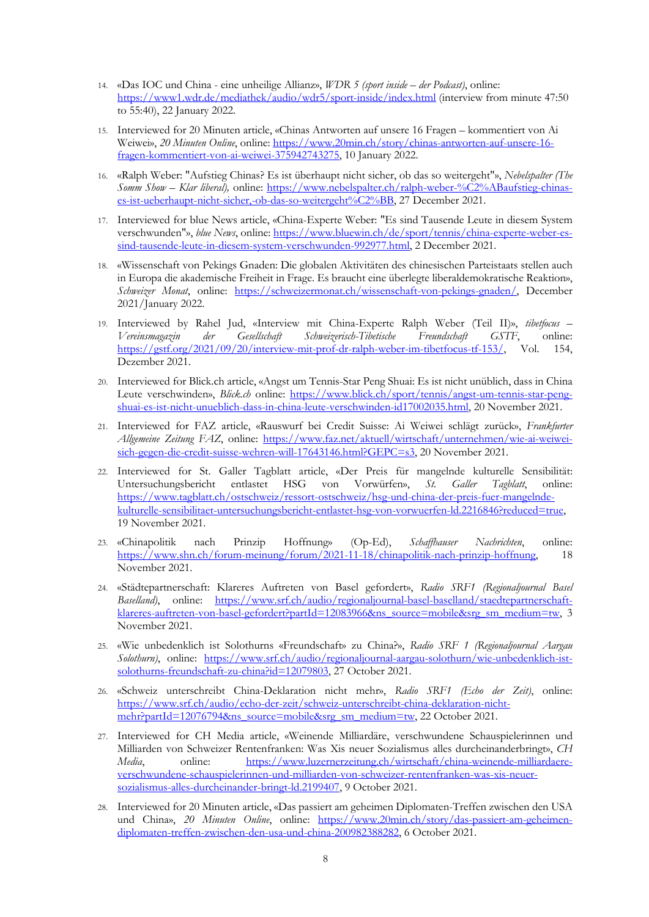14. «Das IOC und China - eine unheilige Allianz», *WDR 5 (sport inside – der Podcast)*, online: https://www1.wdr.de/mediathek/audio/wdr5/sport-inside/index.html (interview from minute 47:50 to 55:40), 22 January 2022.

15. Interviewed for 20 Minuten article, «Chinas Antworten auf unsere 16 Fragen – kommentiert von Ai Weiwei», *20 Minuten Online*, online: https://www.20min.ch/story/chinas-antworten-auf-unsere-16-fragen-kommentiert-von-ai-weiwei-375942743275, 10 January 2022.

16. «Ralph Weber: "Aufstieg Chinas? Es ist überhaupt nicht sicher, ob das so weitergeht"», *Nebelspalter (The Somm Show – Klar liberal),* online: https://www.nebelspalter.ch/ralph-weber-%C2%ABaufstieg-chinas-es-ist-ueberhaupt-nicht-sicher,-ob-das-so-weitergeht%C2%BB, 27 December 2021.

17. Interviewed for blue News article, «China-Experte Weber: "Es sind Tausende Leute in diesem System verschwunden"», *blue News*, online: https://www.bluewin.ch/de/sport/tennis/china-experte-weber-es-sind-tausende-leute-in-diesem-system-verschwunden-992977.html, 2 December 2021.

18. «Wissenschaft von Pekings Gnaden: Die globalen Aktivitäten des chinesischen Parteistaats stellen auch in Europa die akademische Freiheit in Frage. Es braucht eine überlegte liberaldemokratische Reaktion», *Schweizer Monat*, online: https://schweizermonat.ch/wissenschaft-von-pekings-gnaden/, December 2021/January 2022.

19. Interviewed by Rahel Jud, «Interview mit China-Experte Ralph Weber (Teil II)», *tibetfocus – Vereinsmagazin der Gesellschaft Schweizerisch-Tibetische Freundschaft GSTF*, online: https://gstf.org/2021/09/20/interview-mit-prof-dr-ralph-weber-im-tibetfocus-tf-153/, Vol. 154, Dezember 2021.

20. Interviewed for Blick.ch article, «Angst um Tennis-Star Peng Shuai: Es ist nicht unüblich, dass in China Leute verschwinden», *Blick.ch* online: https://www.blick.ch/sport/tennis/angst-um-tennis-star-peng-shuai-es-ist-nicht-unueblich-dass-in-china-leute-verschwinden-id17002035.html, 20 November 2021.

21. Interviewed for FAZ article, «Rauswurf bei Credit Suisse: Ai Weiwei schlägt zurück», *Frankfurter Allgemeine Zeitung FAZ*, online: https://www.faz.net/aktuell/wirtschaft/unternehmen/wie-ai-weiwei-sich-gegen-die-credit-suisse-wehren-will-17643146.html?GEPC=s3, 20 November 2021.

22. Interviewed for St. Galler Tagblatt article, «Der Preis für mangelnde kulturelle Sensibilität: Untersuchungsbericht entlastet HSG von Vorwürfen», *St. Galler Tagblatt*, online: https://www.tagblatt.ch/ostschweiz/ressort-ostschweiz/hsg-und-china-der-preis-fuer-mangelnde-kulturelle-sensibilitaet-untersuchungsbericht-entlastet-hsg-von-vorwuerfen-ld.2216846?reduced=true, 19 November 2021.

23. «Chinapolitik nach Prinzip Hoffnung» (Op-Ed), *Schaffhauser Nachrichten*, online: https://www.shn.ch/forum-meinung/forum/2021-11-18/chinapolitik-nach-prinzip-hoffnung, 18 November 2021.

24. «Städtepartnerschaft: Klareres Auftreten von Basel gefordert», *Radio SRF1 (Regionaljournal Basel Baselland)*, online: https://www.srf.ch/audio/regionaljournal-basel-baselland/staedtepartnerschaft-klareres-auftreten-von-basel-gefordert?partId=12083966&ns_source=mobile&srg_sm_medium=tw, 3 November 2021.

25. «Wie unbedenklich ist Solothurns «Freundschaft» zu China?», *Radio SRF 1 (Regionaljournal Aargau Solothurn)*, online: https://www.srf.ch/audio/regionaljournal-aargau-solothurn/wie-unbedenklich-ist-solothurns-freundschaft-zu-china?id=12079803, 27 October 2021.

26. «Schweiz unterschreibt China-Deklaration nicht mehr», *Radio SRF1 (Echo der Zeit)*, online: https://www.srf.ch/audio/echo-der-zeit/schweiz-unterschreibt-china-deklaration-nicht-mehr?partId=12076794&ns_source=mobile&srg_sm_medium=tw, 22 October 2021.

27. Interviewed for CH Media article, «Weinende Milliardäre, verschwundene Schauspielerinnen und Milliarden von Schweizer Rentenfranken: Was Xis neuer Sozialismus alles durcheinanderbringt», *CH Media*, online: https://www.luzernerzeitung.ch/wirtschaft/china-weinende-milliardaere-verschwundene-schauspielerinnen-und-milliarden-von-schweizer-rentenfranken-was-xis-neuer-sozialismus-alles-durcheinander-bringt-ld.2199407, 9 October 2021.

28. Interviewed for 20 Minuten article, «Das passiert am geheimen Diplomaten-Treffen zwischen den USA und China», *20 Minuten Online*, online: https://www.20min.ch/story/das-passiert-am-geheimen-diplomaten-treffen-zwischen-den-usa-und-china-200982388282, 6 October 2021.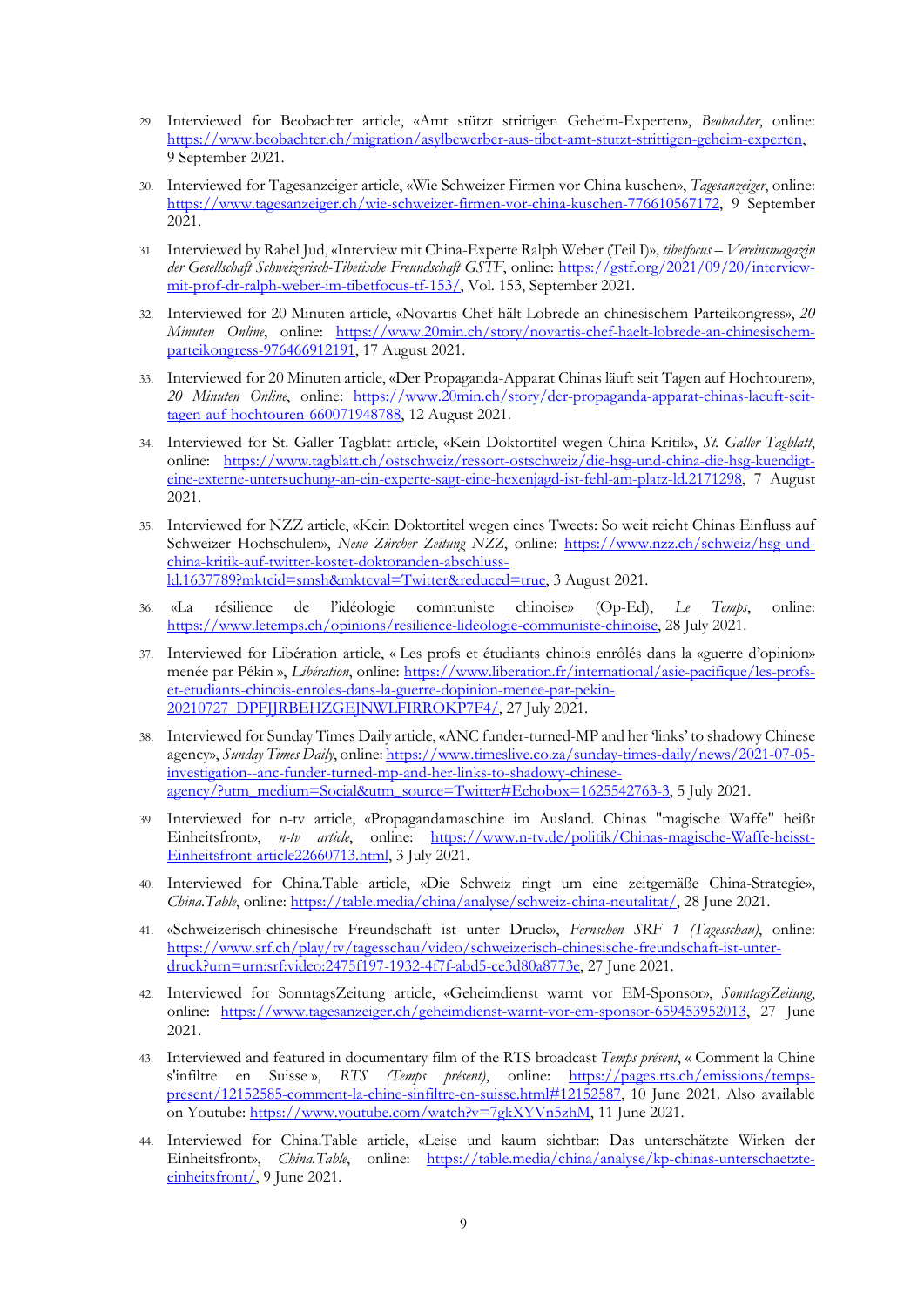29. Interviewed for Beobachter article, «Amt stützt strittigen Geheim-Experten», *Beobachter*, online: https://www.beobachter.ch/migration/asylbewerber-aus-tibet-amt-stutzt-strittigen-geheim-experten, 9 September 2021.

30. Interviewed for Tagesanzeiger article, «Wie Schweizer Firmen vor China kuschen», *Tagesanzeiger*, online: https://www.tagesanzeiger.ch/wie-schweizer-firmen-vor-china-kuschen-776610567172, 9 September 2021.

31. Interviewed by Rahel Jud, «Interview mit China-Experte Ralph Weber (Teil I)», *tibetfocus – Vereinsmagazin der Gesellschaft Schweizerisch-Tibetische Freundschaft GSTF*, online: https://gstf.org/2021/09/20/interview-mit-prof-dr-ralph-weber-im-tibetfocus-tf-153/, Vol. 153, September 2021.

32. Interviewed for 20 Minuten article, «Novartis-Chef hält Lobrede an chinesischem Parteikongress», *20 Minuten Online*, online: https://www.20min.ch/story/novartis-chef-haelt-lobrede-an-chinesischem-parteikongress-976466912191, 17 August 2021.

33. Interviewed for 20 Minuten article, «Der Propaganda-Apparat Chinas läuft seit Tagen auf Hochtouren», *20 Minuten Online*, online: https://www.20min.ch/story/der-propaganda-apparat-chinas-laeuft-seit-tagen-auf-hochtouren-660071948788, 12 August 2021.

34. Interviewed for St. Galler Tagblatt article, «Kein Doktortitel wegen China-Kritik», *St. Galler Tagblatt*, online: https://www.tagblatt.ch/ostschweiz/ressort-ostschweiz/die-hsg-und-china-die-hsg-kuendigt-eine-externe-untersuchung-an-ein-experte-sagt-eine-hexenjagd-ist-fehl-am-platz-ld.2171298, 7 August 2021.

35. Interviewed for NZZ article, «Kein Doktortitel wegen eines Tweets: So weit reicht Chinas Einfluss auf Schweizer Hochschulen», *Neue Zürcher Zeitung NZZ*, online: https://www.nzz.ch/schweiz/hsg-und-china-kritik-auf-twitter-kostet-doktoranden-abschluss-ld.1637789?mktcid=smsh&mktcval=Twitter&reduced=true, 3 August 2021.

36. «La résilience de l'idéologie communiste chinoise» (Op-Ed), *Le Temps*, online: https://www.letemps.ch/opinions/resilience-lideologie-communiste-chinoise, 28 July 2021.

37. Interviewed for Libération article, « Les profs et étudiants chinois enrôlés dans la «guerre d'opinion» menée par Pékin », *Libération*, online: https://www.liberation.fr/international/asie-pacifique/les-profs-et-etudiants-chinois-enroles-dans-la-guerre-dopinion-menee-par-pekin-20210727_DPFJJRBEHZGEJNWLFIRROKP7F4/, 27 July 2021.

38. Interviewed for Sunday Times Daily article, «ANC funder-turned-MP and her 'links' to shadowy Chinese agency», *Sunday Times Daily*, online: https://www.timeslive.co.za/sunday-times-daily/news/2021-07-05-investigation--anc-funder-turned-mp-and-her-links-to-shadowy-chinese-agency/?utm_medium=Social&utm_source=Twitter#Echobox=1625542763-3, 5 July 2021.

39. Interviewed for n-tv article, «Propagandamaschine im Ausland. Chinas "magische Waffe" heißt Einheitsfront», *n-tv article*, online: https://www.n-tv.de/politik/Chinas-magische-Waffe-heisst-Einheitsfront-article22660713.html, 3 July 2021.

40. Interviewed for China.Table article, «Die Schweiz ringt um eine zeitgemäße China-Strategie», *China.Table*, online: https://table.media/china/analyse/schweiz-china-neutalitat/, 28 June 2021.

41. «Schweizerisch-chinesische Freundschaft ist unter Druck», *Fernsehen SRF 1 (Tagesschau)*, online: https://www.srf.ch/play/tv/tagesschau/video/schweizerisch-chinesische-freundschaft-ist-unter-druck?urn=urn:srf:video:2475f197-1932-4f7f-abd5-ce3d80a8773e, 27 June 2021.

42. Interviewed for SonntagsZeitung article, «Geheimdienst warnt vor EM-Sponsor», *SonntagsZeitung*, online: https://www.tagesanzeiger.ch/geheimdienst-warnt-vor-em-sponsor-659453952013, 27 June 2021.

43. Interviewed and featured in documentary film of the RTS broadcast *Temps présent*, « Comment la Chine s'infiltre en Suisse », *RTS (Temps présent)*, online: https://pages.rts.ch/emissions/temps-present/12152585-comment-la-chine-sinfiltre-en-suisse.html#12152587, 10 June 2021. Also available on Youtube: https://www.youtube.com/watch?v=7gkXYVn5zhM, 11 June 2021.

44. Interviewed for China.Table article, «Leise und kaum sichtbar: Das unterschätzte Wirken der Einheitsfront», *China.Table*, online: https://table.media/china/analyse/kp-chinas-unterschaetzte-einheitsfront/, 9 June 2021.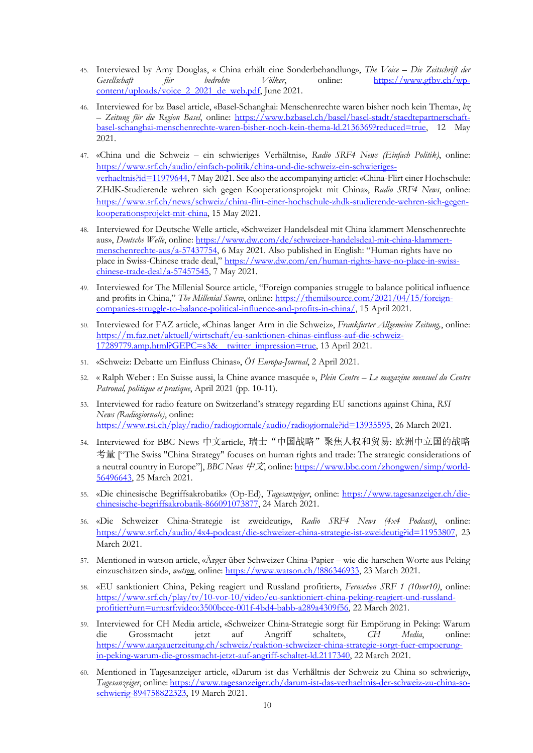45. Interviewed by Amy Douglas, « China erhält eine Sonderbehandlung», *The Voice – Die Zeitschrift der Gesellschaft für bedrohte Völker*, online: https://www.gfbv.ch/wp-content/uploads/voice_2_2021_de_web.pdf, June 2021.

46. Interviewed for bz Basel article, «Basel-Schanghai: Menschenrechte waren bisher noch kein Thema», *bz – Zeitung für die Region Basel*, online: https://www.bzbasel.ch/basel/basel-stadt/staedtepartnerschaft-basel-schanghai-menschenrechte-waren-bisher-noch-kein-thema-ld.2136369?reduced=true, 12 May 2021.

47. «China und die Schweiz – ein schwieriges Verhältnis», *Radio SRF4 News (Einfach Politik)*, online: https://www.srf.ch/audio/einfach-politik/china-und-die-schweiz-ein-schwieriges-verhaeltnis?id=11979644, 7 May 2021. See also the accompanying article: «China-Flirt einer Hochschule: ZHdK-Studierende wehren sich gegen Kooperationsprojekt mit China», *Radio SRF4 News*, online: https://www.srf.ch/news/schweiz/china-flirt-einer-hochschule-zhdk-studierende-wehren-sich-gegen-kooperationsprojekt-mit-china, 15 May 2021.

48. Interviewed for Deutsche Welle article, «Schweizer Handelsdeal mit China klammert Menschenrechte aus», *Deutsche Welle*, online: https://www.dw.com/de/schweizer-handelsdeal-mit-china-klammert-menschenrechte-aus/a-57437754, 6 May 2021. Also published in English: "Human rights have no place in Swiss-Chinese trade deal," https://www.dw.com/en/human-rights-have-no-place-in-swiss-chinese-trade-deal/a-57457545, 7 May 2021.

49. Interviewed for The Millenial Source article, "Foreign companies struggle to balance political influence and profits in China," *The Millenial Source*, online: https://themilsource.com/2021/04/15/foreign-companies-struggle-to-balance-political-influence-and-profits-in-china/, 15 April 2021.

50. Interviewed for FAZ article, «Chinas langer Arm in die Schweiz», *Frankfurter Allgemeine Zeitung*,, online: https://m.faz.net/aktuell/wirtschaft/eu-sanktionen-chinas-einfluss-auf-die-schweiz-17289779.amp.html?GEPC=s3&__twitter_impression=true, 13 April 2021.

51. «Schweiz: Debatte um Einfluss Chinas», *Ö1 Europa-Journal*, 2 April 2021.

52. « Ralph Weber : En Suisse aussi, la Chine avance masquée », *Plein Centre – Le magazine mensuel du Centre Patronal, politique et pratique*, April 2021 (pp. 10-11).

53. Interviewed for radio feature on Switzerland's strategy regarding EU sanctions against China, *RSI News (Radiogiornale)*, online: https://www.rsi.ch/play/radio/radiogiornale/audio/radiogiornale?id=13935595, 26 March 2021.

54. Interviewed for BBC News 中文article, 瑞士"中国战略"聚焦人权和贸易: 欧洲中立国的战略考量 ["The Swiss "China Strategy" focuses on human rights and trade: The strategic considerations of a neutral country in Europe"], *BBC News 中文*, online: https://www.bbc.com/zhongwen/simp/world-56496643, 25 March 2021.

55. «Die chinesische Begriffsakrobatik» (Op-Ed), *Tagesanzeiger*, online: https://www.tagesanzeiger.ch/die-chinesische-begriffsakrobatik-866091073877, 24 March 2021.

56. «Die Schweizer China-Strategie ist zweideutig», *Radio SRF4 News (4x4 Podcast)*, online: https://www.srf.ch/audio/4x4-podcast/die-schweizer-china-strategie-ist-zweideutig?id=11953807, 23 March 2021.

57. Mentioned in watson article, «Ärger über Schweizer China-Papier – wie die harschen Worte aus Peking einzuschätzen sind», *watson*, online: https://www.watson.ch/!886346933, 23 March 2021.

58. «EU sanktioniert China, Peking reagiert und Russland profitiert», *Fernsehen SRF 1 (10vor10)*, online: https://www.srf.ch/play/tv/10-vor-10/video/eu-sanktioniert-china-peking-reagiert-und-russland-profitiert?urn=urn:srf:video:3500bcee-001f-4bd4-babb-a289a4309f56, 22 March 2021.

59. Interviewed for CH Media article, «Schweizer China-Strategie sorgt für Empörung in Peking: Warum die Grossmacht jetzt auf Angriff schaltet», *CH Media*, online: https://www.aargauerzeitung.ch/schweiz/reaktion-schweizer-china-strategie-sorgt-fuer-empoerung-in-peking-warum-die-grossmacht-jetzt-auf-angriff-schaltet-ld.2117340, 22 March 2021.

60. Mentioned in Tagesanzeiger article, «Darum ist das Verhältnis der Schweiz zu China so schwierig», *Tagesanzeiger*, online: https://www.tagesanzeiger.ch/darum-ist-das-verhaeltnis-der-schweiz-zu-china-so-schwierig-894758822323, 19 March 2021.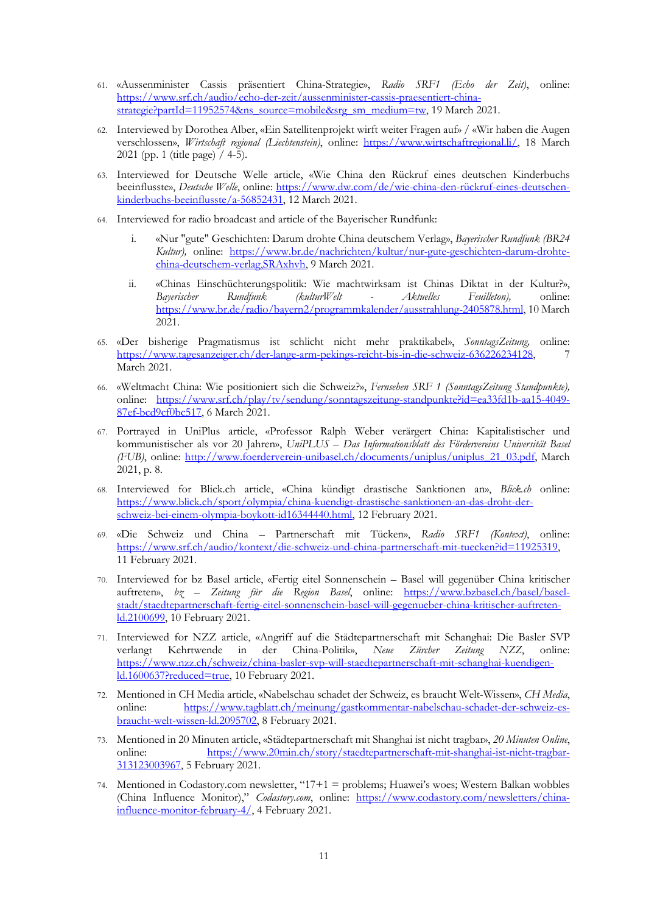61. «Aussenminister Cassis präsentiert China-Strategie», *Radio SRF1 (Echo der Zeit)*, online: https://www.srf.ch/audio/echo-der-zeit/aussenminister-cassis-praesentiert-china-strategie?partId=11952574&ns_source=mobile&srg_sm_medium=tw, 19 March 2021.

62. Interviewed by Dorothea Alber, «Ein Satellitenprojekt wirft weiter Fragen auf» / «Wir haben die Augen verschlossen», *Wirtschaft regional (Liechtenstein)*, online: https://www.wirtschaftregional.li/, 18 March 2021 (pp. 1 (title page) / 4-5).

63. Interviewed for Deutsche Welle article, «Wie China den Rückruf eines deutschen Kinderbuchs beeinflusste», *Deutsche Welle*, online: https://www.dw.com/de/wie-china-den-rückruf-eines-deutschen-kinderbuchs-beeinflusste/a-56852431, 12 March 2021.

64. Interviewed for radio broadcast and article of the Bayerischer Rundfunk:

    i. «Nur "gute" Geschichten: Darum drohte China deutschem Verlag», *Bayerischer Rundfunk (BR24 Kultur)*, online: https://www.br.de/nachrichten/kultur/nur-gute-geschichten-darum-drohte-china-deutschem-verlag,SRAxhvh, 9 March 2021.

    ii. «Chinas Einschüchterungspolitik: Wie machtwirksam ist Chinas Diktat in der Kultur?», *Bayerischer Rundfunk (kulturWelt - Aktuelles Feuilleton)*, online: https://www.br.de/radio/bayern2/programmkalender/ausstrahlung-2405878.html, 10 March 2021.

65. «Der bisherige Pragmatismus ist schlicht nicht mehr praktikabel», *SonntagsZeitung*, online: https://www.tagesanzeiger.ch/der-lange-arm-pekings-reicht-bis-in-die-schweiz-636226234128, 7 March 2021.

66. «Weltmacht China: Wie positioniert sich die Schweiz?», *Fernsehen SRF 1 (SonntagsZeitung Standpunkte)*, online: https://www.srf.ch/play/tv/sendung/sonntagszeitung-standpunkte?id=ea33fd1b-aa15-4049-87ef-bcd9cf0bc517, 6 March 2021.

67. Portrayed in UniPlus article, «Professor Ralph Weber verärgert China: Kapitalistischer und kommunistischer als vor 20 Jahren», *UniPLUS – Das Informationsblatt des Fördervereins Universität Basel (FUB)*, online: http://www.foerderverein-unibasel.ch/documents/uniplus/uniplus_21_03.pdf, March 2021, p. 8.

68. Interviewed for Blick.ch article, «China kündigt drastische Sanktionen an», *Blick.ch* online: https://www.blick.ch/sport/olympia/china-kuendigt-drastische-sanktionen-an-das-droht-der-schweiz-bei-einem-olympia-boykott-id16344440.html, 12 February 2021.

69. «Die Schweiz und China – Partnerschaft mit Tücken», *Radio SRF1 (Kontext)*, online: https://www.srf.ch/audio/kontext/die-schweiz-und-china-partnerschaft-mit-tuecken?id=11925319, 11 February 2021.

70. Interviewed for bz Basel article, «Fertig eitel Sonnenschein – Basel will gegenüber China kritischer auftreten», *bz – Zeitung für die Region Basel*, online: https://www.bzbasel.ch/basel/basel-stadt/staedtepartnerschaft-fertig-eitel-sonnenschein-basel-will-gegenueber-china-kritischer-auftreten-ld.2100699, 10 February 2021.

71. Interviewed for NZZ article, «Angriff auf die Städtepartnerschaft mit Schanghai: Die Basler SVP verlangt Kehrtwende in der China-Politik», *Neue Zürcher Zeitung NZZ*, online: https://www.nzz.ch/schweiz/china-basler-svp-will-staedtepartnerschaft-mit-shanghai-kuendigen-ld.1600637?reduced=true, 10 February 2021.

72. Mentioned in CH Media article, «Nabelschau schadet der Schweiz, es braucht Welt-Wissen», *CH Media*, online: https://www.tagblatt.ch/meinung/gastkommentar-nabelschau-schadet-der-schweiz-es-braucht-welt-wissen-ld.2095702, 8 February 2021.

73. Mentioned in 20 Minuten article, «Städtepartnerschaft mit Shanghai ist nicht tragbar», *20 Minuten Online*, online: https://www.20min.ch/story/staedtepartnerschaft-mit-shanghai-ist-nicht-tragbar-313123003967, 5 February 2021.

74. Mentioned in Codastory.com newsletter, "17+1 = problems; Huawei's woes; Western Balkan wobbles (China Influence Monitor)," *Codastory.com*, online: https://www.codastory.com/newsletters/china-influence-monitor-february-4/, 4 February 2021.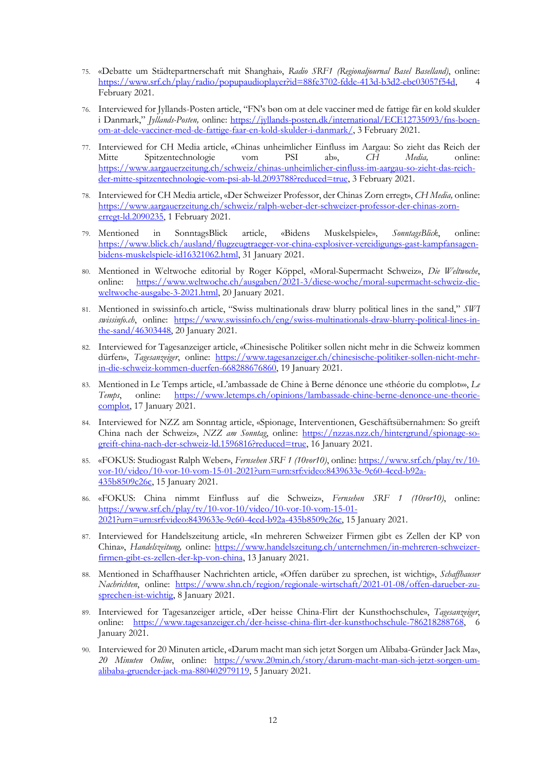75. «Debatte um Städtepartnerschaft mit Shanghai», *Radio SRF1 (Regionaljournal Basel Baselland)*, online: https://www.srf.ch/play/radio/popupaudioplayer?id=88fe3702-fdde-413d-b3d2-ebc03057f54d, 4 February 2021.

76. Interviewed for Jyllands-Posten article, "FN's bøn om at dele vacciner med de fattige får en kold skulder i Danmark," *Jyllands-Posten,* online: https://jyllands-posten.dk/international/ECE12735093/fns-boen-om-at-dele-vacciner-med-de-fattige-faar-en-kold-skulder-i-danmark/, 3 February 2021.

77. Interviewed for CH Media article, «Chinas unheimlicher Einfluss im Aargau: So zieht das Reich der Mitte Spitzentechnologie vom PSI ab», *CH Media,* online: https://www.aargauerzeitung.ch/schweiz/chinas-unheimlicher-einfluss-im-aargau-so-zieht-das-reich-der-mitte-spitzentechnologie-vom-psi-ab-ld.2093788?reduced=true, 3 February 2021.

78. Interviewed for CH Media article, «Der Schweizer Professor, der Chinas Zorn erregt», *CH Media,* online: https://www.aargauerzeitung.ch/schweiz/ralph-weber-der-schweizer-professor-der-chinas-zorn-erregt-ld.2090235, 1 February 2021.

79. Mentioned in SonntagsBlick article, «Bidens Muskelspiele», *SonntagsBlick*, online: https://www.blick.ch/ausland/flugzeugtraeger-vor-china-explosiver-vereidigungs-gast-kampfansagen-bidens-muskelspiele-id16321062.html, 31 January 2021.

80. Mentioned in Weltwoche editorial by Roger Köppel, «Moral-Supermacht Schweiz», *Die Weltwoche*, online: https://www.weltwoche.ch/ausgaben/2021-3/diese-woche/moral-supermacht-schweiz-die-weltwoche-ausgabe-3-2021.html, 20 January 2021.

81. Mentioned in swissinfo.ch article, "Swiss multinationals draw blurry political lines in the sand," *SWI swissinfo.ch*, online: https://www.swissinfo.ch/eng/swiss-multinationals-draw-blurry-political-lines-in-the-sand/46303448, 20 January 2021.

82. Interviewed for Tagesanzeiger article, «Chinesische Politiker sollen nicht mehr in die Schweiz kommen dürfen», *Tagesanzeiger*, online: https://www.tagesanzeiger.ch/chinesische-politiker-sollen-nicht-mehr-in-die-schweiz-kommen-duerfen-668288676860, 19 January 2021.

83. Mentioned in Le Temps article, «L'ambassade de Chine à Berne dénonce une «théorie du complot»», *Le Temps*, online: https://www.letemps.ch/opinions/lambassade-chine-berne-denonce-une-theorie-complot, 17 January 2021.

84. Interviewed for NZZ am Sonntag article, «Spionage, Interventionen, Geschäftsübernahmen: So greift China nach der Schweiz», *NZZ am Sonntag*, online: https://nzzas.nzz.ch/hintergrund/spionage-so-greift-china-nach-der-schweiz-ld.1596816?reduced=true, 16 January 2021.

85. «FOKUS: Studiogast Ralph Weber», *Fernsehen SRF 1 (10vor10)*, online: https://www.srf.ch/play/tv/10-vor-10/video/10-vor-10-vom-15-01-2021?urn=urn:srf:video:8439633e-9c60-4ccd-b92a-435b8509c26c, 15 January 2021.

86. «FOKUS: China nimmt Einfluss auf die Schweiz», *Fernsehen SRF 1 (10vor10)*, online: https://www.srf.ch/play/tv/10-vor-10/video/10-vor-10-vom-15-01-2021?urn=urn:srf:video:8439633e-9c60-4ccd-b92a-435b8509c26c, 15 January 2021.

87. Interviewed for Handelszeitung article, «In mehreren Schweizer Firmen gibt es Zellen der KP von China», *Handelszeitung,* online: https://www.handelszeitung.ch/unternehmen/in-mehreren-schweizer-firmen-gibt-es-zellen-der-kp-von-china, 13 January 2021.

88. Mentioned in Schaffhauser Nachrichten article, «Offen darüber zu sprechen, ist wichtig», *Schaffhauser Nachrichten*, online: https://www.shn.ch/region/regionale-wirtschaft/2021-01-08/offen-darueber-zu-sprechen-ist-wichtig, 8 January 2021.

89. Interviewed for Tagesanzeiger article, «Der heisse China-Flirt der Kunsthochschule», *Tagesanzeiger*, online: https://www.tagesanzeiger.ch/der-heisse-china-flirt-der-kunsthochschule-786218288768, 6 January 2021.

90. Interviewed for 20 Minuten article, «Darum macht man sich jetzt Sorgen um Alibaba-Gründer Jack Ma», *20 Minuten Online*, online: https://www.20min.ch/story/darum-macht-man-sich-jetzt-sorgen-um-alibaba-gruender-jack-ma-880402979119, 5 January 2021.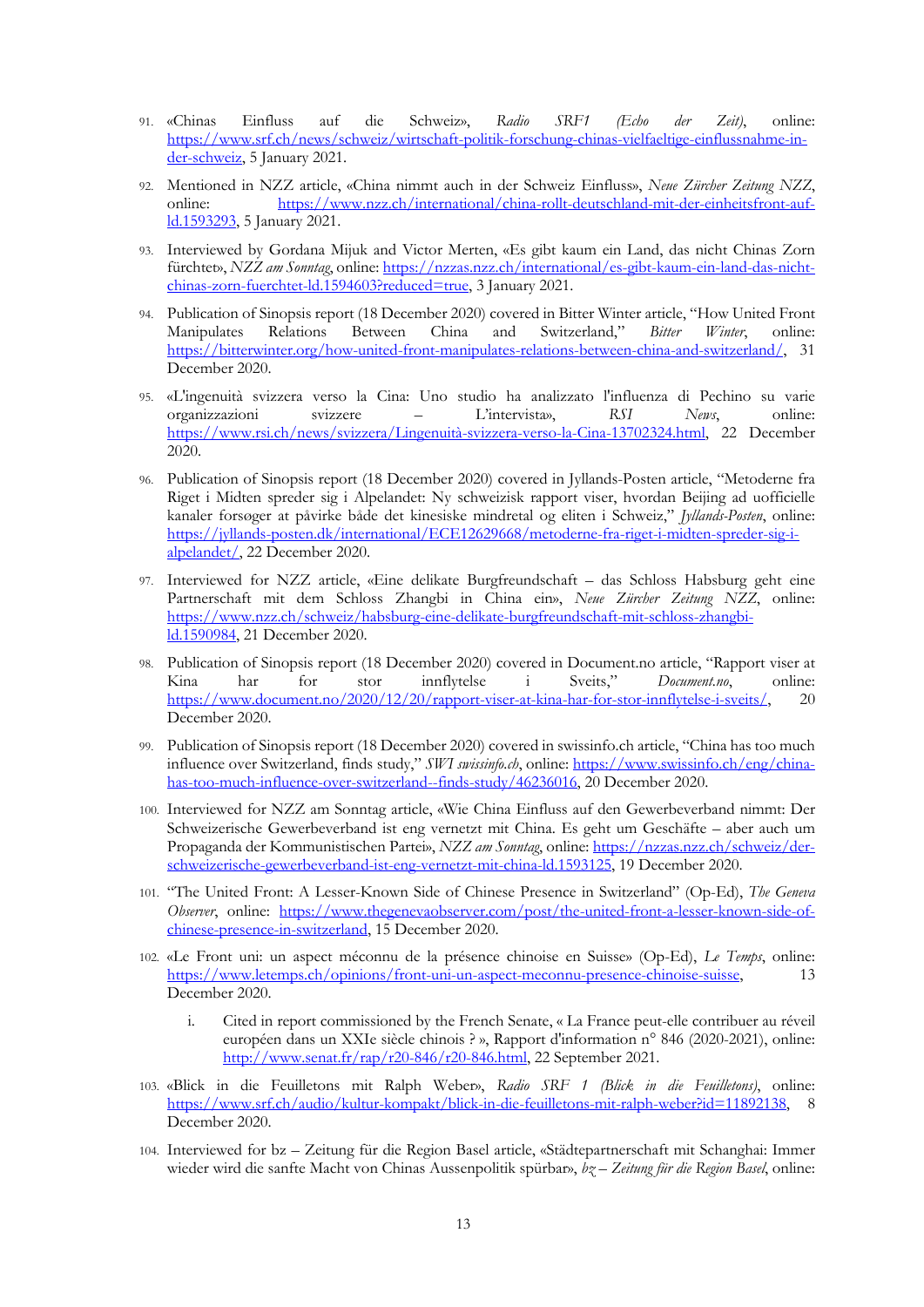91. «Chinas Einfluss auf die Schweiz», *Radio SRF1 (Echo der Zeit)*, online: https://www.srf.ch/news/schweiz/wirtschaft-politik-forschung-chinas-vielfaeltige-einflussnahme-in-der-schweiz, 5 January 2021.

92. Mentioned in NZZ article, «China nimmt auch in der Schweiz Einfluss», *Neue Zürcher Zeitung NZZ*, online: https://www.nzz.ch/international/china-rollt-deutschland-mit-der-einheitsfront-auf-ld.1593293, 5 January 2021.

93. Interviewed by Gordana Mijuk and Victor Merten, «Es gibt kaum ein Land, das nicht Chinas Zorn fürchtet», *NZZ am Sonntag*, online: https://nzzas.nzz.ch/international/es-gibt-kaum-ein-land-das-nicht-chinas-zorn-fuerchtet-ld.1594603?reduced=true, 3 January 2021.

94. Publication of Sinopsis report (18 December 2020) covered in Bitter Winter article, "How United Front Manipulates Relations Between China and Switzerland," *Bitter Winter*, online: https://bitterwinter.org/how-united-front-manipulates-relations-between-china-and-switzerland/, 31 December 2020.

95. «L'ingenuità svizzera verso la Cina: Uno studio ha analizzato l'influenza di Pechino su varie organizzazioni svizzere – L'intervista», *RSI News*, online: https://www.rsi.ch/news/svizzera/Lingenuità-svizzera-verso-la-Cina-13702324.html, 22 December 2020.

96. Publication of Sinopsis report (18 December 2020) covered in Jyllands-Posten article, "Metoderne fra Riget i Midten spreder sig i Alpelandet: Ny schweizisk rapport viser, hvordan Beijing ad uofficielle kanaler forsøger at påvirke både det kinesiske mindretal og eliten i Schweiz," *Jyllands-Posten*, online: https://jyllands-posten.dk/international/ECE12629668/metoderne-fra-riget-i-midten-spreder-sig-i-alpelandet/, 22 December 2020.

97. Interviewed for NZZ article, «Eine delikate Burgfreundschaft – das Schloss Habsburg geht eine Partnerschaft mit dem Schloss Zhangbi in China ein», *Neue Zürcher Zeitung NZZ*, online: https://www.nzz.ch/schweiz/habsburg-eine-delikate-burgfreundschaft-mit-schloss-zhangbi-ld.1590984, 21 December 2020.

98. Publication of Sinopsis report (18 December 2020) covered in Document.no article, "Rapport viser at Kina har for stor innflytelse i Sveits," *Document.no*, online: https://www.document.no/2020/12/20/rapport-viser-at-kina-har-for-stor-innflytelse-i-sveits/, 20 December 2020.

99. Publication of Sinopsis report (18 December 2020) covered in swissinfo.ch article, "China has too much influence over Switzerland, finds study," *SWI swissinfo.ch*, online: https://www.swissinfo.ch/eng/china-has-too-much-influence-over-switzerland--finds-study/46236016, 20 December 2020.

100. Interviewed for NZZ am Sonntag article, «Wie China Einfluss auf den Gewerbeverband nimmt: Der Schweizerische Gewerbeverband ist eng vernetzt mit China. Es geht um Geschäfte – aber auch um Propaganda der Kommunistischen Partei», *NZZ am Sonntag*, online: https://nzzas.nzz.ch/schweiz/der-schweizerische-gewerbeverband-ist-eng-vernetzt-mit-china-ld.1593125, 19 December 2020.

101. "The United Front: A Lesser-Known Side of Chinese Presence in Switzerland" (Op-Ed), *The Geneva Observer*, online: https://www.thegenevaobserver.com/post/the-united-front-a-lesser-known-side-of-chinese-presence-in-switzerland, 15 December 2020.

102. «Le Front uni: un aspect méconnu de la présence chinoise en Suisse» (Op-Ed), *Le Temps*, online: https://www.letemps.ch/opinions/front-uni-un-aspect-meconnu-presence-chinoise-suisse, 13 December 2020.

    i. Cited in report commissioned by the French Senate, « La France peut-elle contribuer au réveil européen dans un XXIe siècle chinois ? », Rapport d'information n° 846 (2020-2021), online: http://www.senat.fr/rap/r20-846/r20-846.html, 22 September 2021.

103. «Blick in die Feuilletons mit Ralph Weber», *Radio SRF 1 (Blick in die Feuilletons)*, online: https://www.srf.ch/audio/kultur-kompakt/blick-in-die-feuilletons-mit-ralph-weber?id=11892138, 8 December 2020.

104. Interviewed for bz – Zeitung für die Region Basel article, «Städtepartnerschaft mit Schanghai: Immer wieder wird die sanfte Macht von Chinas Aussenpolitik spürbar», *bz – Zeitung für die Region Basel*, online: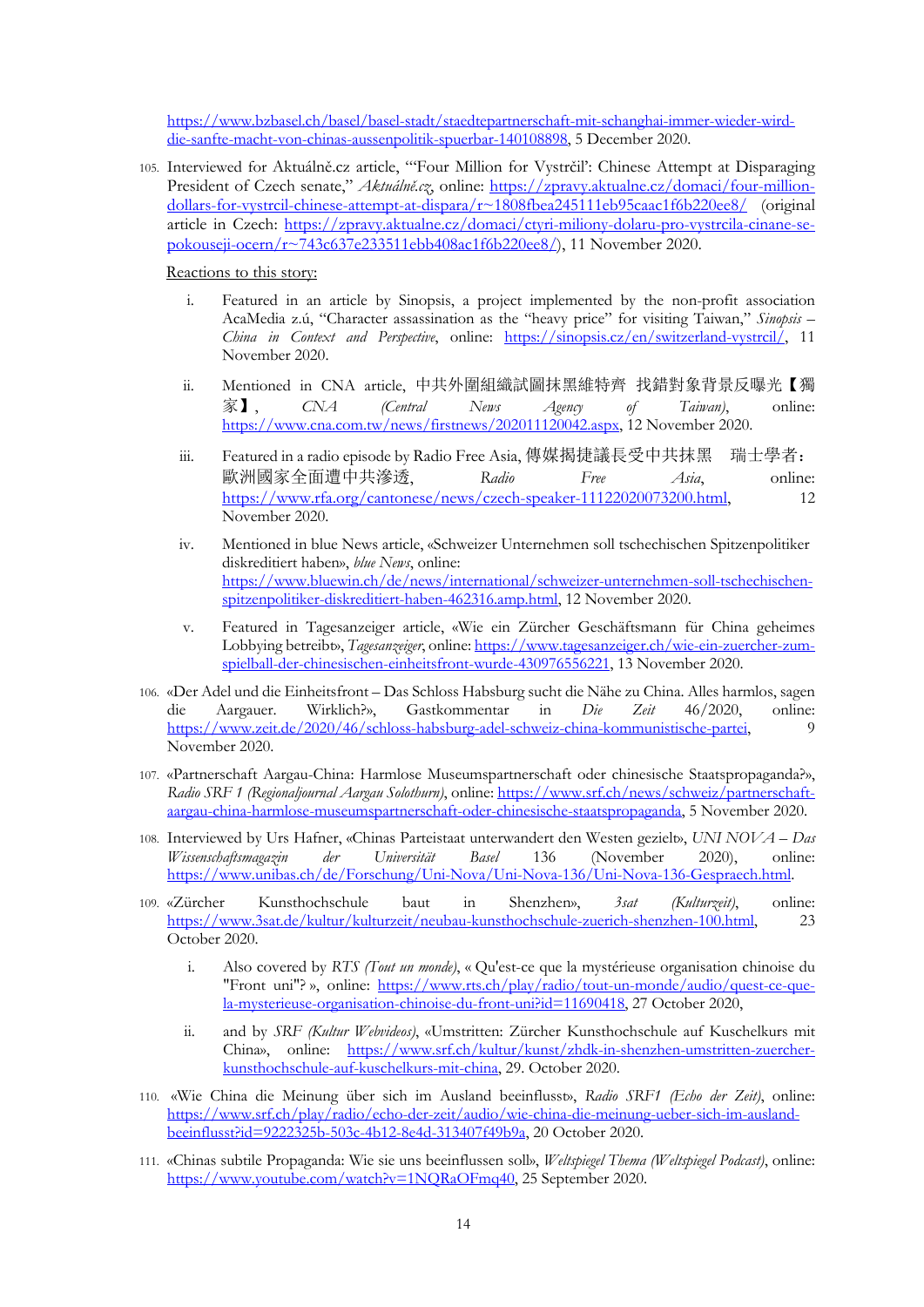https://www.bzbasel.ch/basel/basel-stadt/staedtepartnerschaft-mit-schanghai-immer-wieder-wird-die-sanfte-macht-von-chinas-aussenpolitik-spuerbar-140108898, 5 December 2020.

105. Interviewed for Aktuálně.cz article, "'Four Million for Vystrčil': Chinese Attempt at Disparaging President of Czech senate," *Aktuálně.cz*, online: https://zpravy.aktualne.cz/domaci/four-million-dollars-for-vystrcil-chinese-attempt-at-dispara/r~1808fbea245111eb95caac1f6b220ee8/ (original article in Czech: https://zpravy.aktualne.cz/domaci/ctyri-miliony-dolaru-pro-vystrcila-cinane-se-pokouseji-ocern/r~743c637e233511ebb408ac1f6b220ee8/), 11 November 2020.

    Reactions to this story:

    i. Featured in an article by Sinopsis, a project implemented by the non-profit association AcaMedia z.ú, "Character assassination as the "heavy price" for visiting Taiwan," *Sinopsis – China in Context and Perspective*, online: https://sinopsis.cz/en/switzerland-vystrcil/, 11 November 2020.

    ii. Mentioned in CNA article, 中共外圍組織試圖抹黑維特齊 找錯對象背景反曝光【獨家】, *CNA (Central News Agency of Taiwan)*, online: https://www.cna.com.tw/news/firstnews/202011120042.aspx, 12 November 2020.

    iii. Featured in a radio episode by Radio Free Asia, 傳媒揭捷議長受中共抹黑 瑞士學者：歐洲國家全面遭中共滲透, *Radio Free Asia*, online: https://www.rfa.org/cantonese/news/czech-speaker-11122020073200.html, 12 November 2020.

    iv. Mentioned in blue News article, «Schweizer Unternehmen soll tschechischen Spitzenpolitiker diskreditiert haben», *blue News*, online: https://www.bluewin.ch/de/news/international/schweizer-unternehmen-soll-tschechischen-spitzenpolitiker-diskreditiert-haben-462316.amp.html, 12 November 2020.

    v. Featured in Tagesanzeiger article, «Wie ein Zürcher Geschäftsmann für China geheimes Lobbying betreibt», *Tagesanzeiger*, online: https://www.tagesanzeiger.ch/wie-ein-zuercher-zum-spielball-der-chinesischen-einheitsfront-wurde-430976556221, 13 November 2020.

106. «Der Adel und die Einheitsfront – Das Schloss Habsburg sucht die Nähe zu China. Alles harmlos, sagen die Aargauer. Wirklich?», Gastkommentar in *Die Zeit* 46/2020, online: https://www.zeit.de/2020/46/schloss-habsburg-adel-schweiz-china-kommunistische-partei, 9 November 2020.

107. «Partnerschaft Aargau-China: Harmlose Museumspartnerschaft oder chinesische Staatspropaganda?», *Radio SRF 1 (Regionaljournal Aargau Solothurn)*, online: https://www.srf.ch/news/schweiz/partnerschaft-aargau-china-harmlose-museumspartnerschaft-oder-chinesische-staatspropaganda, 5 November 2020.

108. Interviewed by Urs Hafner, «Chinas Parteistaat unterwandert den Westen gezielt», *UNI NOVA – Das Wissenschaftsmagazin der Universität Basel* 136 (November 2020), online: https://www.unibas.ch/de/Forschung/Uni-Nova/Uni-Nova-136/Uni-Nova-136-Gespraech.html.

109. «Zürcher Kunsthochschule baut in Shenzhen», *3sat (Kulturzeit)*, online: https://www.3sat.de/kultur/kulturzeit/neubau-kunsthochschule-zuerich-shenzhen-100.html, 23 October 2020.

    i. Also covered by *RTS (Tout un monde)*, « Qu'est-ce que la mystérieuse organisation chinoise du "Front uni"? », online: https://www.rts.ch/play/radio/tout-un-monde/audio/quest-ce-que-la-mysterieuse-organisation-chinoise-du-front-uni?id=11690418, 27 October 2020,

    ii. and by *SRF (Kultur Webvideos)*, «Umstritten: Zürcher Kunsthochschule auf Kuschelkurs mit China», online: https://www.srf.ch/kultur/kunst/zhdk-in-shenzhen-umstritten-zuercher-kunsthochschule-auf-kuschelkurs-mit-china, 29. October 2020.

110. «Wie China die Meinung über sich im Ausland beeinflusst», *Radio SRF1 (Echo der Zeit)*, online: https://www.srf.ch/play/radio/echo-der-zeit/audio/wie-china-die-meinung-ueber-sich-im-ausland-beeinflusst?id=9222325b-503c-4b12-8e4d-313407f49b9a, 20 October 2020.

111. «Chinas subtile Propaganda: Wie sie uns beeinflussen soll», *Weltspiegel Thema (Weltspiegel Podcast)*, online: https://www.youtube.com/watch?v=1NQRaOFmq40, 25 September 2020.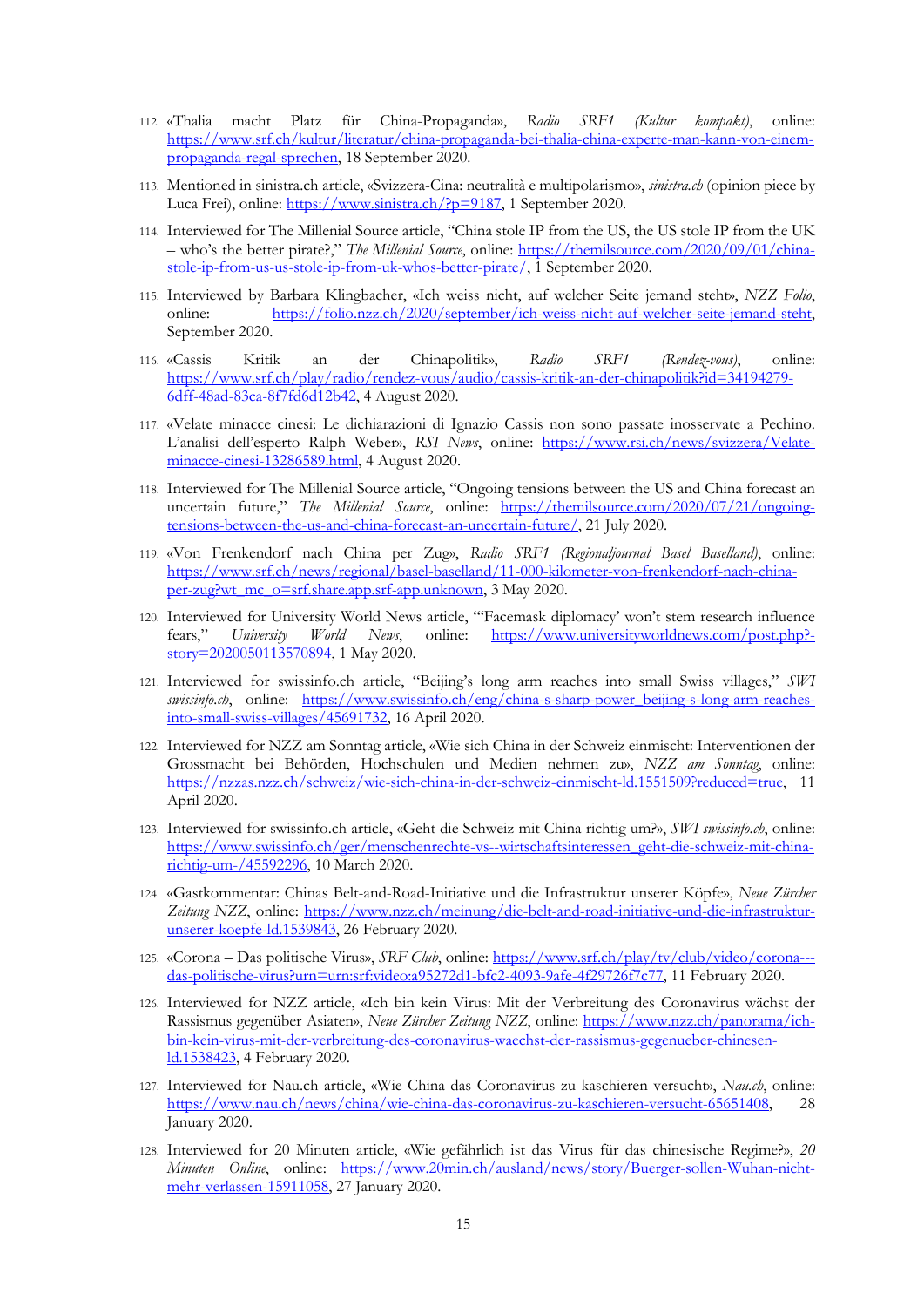112. «Thalia macht Platz für China-Propaganda», *Radio SRF1 (Kultur kompakt)*, online: https://www.srf.ch/kultur/literatur/china-propaganda-bei-thalia-china-experte-man-kann-von-einem-propaganda-regal-sprechen, 18 September 2020.

113. Mentioned in sinistra.ch article, «Svizzera-Cina: neutralità e multipolarismo», *sinistra.ch* (opinion piece by Luca Frei), online: https://www.sinistra.ch/?p=9187, 1 September 2020.

114. Interviewed for The Millenial Source article, "China stole IP from the US, the US stole IP from the UK – who's the better pirate?," *The Millenial Source*, online: https://themilsource.com/2020/09/01/china-stole-ip-from-us-us-stole-ip-from-uk-whos-better-pirate/, 1 September 2020.

115. Interviewed by Barbara Klingbacher, «Ich weiss nicht, auf welcher Seite jemand steht», *NZZ Folio*, online: https://folio.nzz.ch/2020/september/ich-weiss-nicht-auf-welcher-seite-jemand-steht, September 2020.

116. «Cassis Kritik an der Chinapolitik», *Radio SRF1 (Rendez-vous)*, online: https://www.srf.ch/play/radio/rendez-vous/audio/cassis-kritik-an-der-chinapolitik?id=34194279-6dff-48ad-83ca-8f7fd6d12b42, 4 August 2020.

117. «Velate minacce cinesi: Le dichiarazioni di Ignazio Cassis non sono passate inosservate a Pechino. L'analisi dell'esperto Ralph Weber», *RSI News*, online: https://www.rsi.ch/news/svizzera/Velate-minacce-cinesi-13286589.html, 4 August 2020.

118. Interviewed for The Millenial Source article, "Ongoing tensions between the US and China forecast an uncertain future," *The Millenial Source*, online: https://themilsource.com/2020/07/21/ongoing-tensions-between-the-us-and-china-forecast-an-uncertain-future/, 21 July 2020.

119. «Von Frenkendorf nach China per Zug», *Radio SRF1 (Regionaljournal Basel Baselland)*, online: https://www.srf.ch/news/regional/basel-baselland/11-000-kilometer-von-frenkendorf-nach-china-per-zug?wt_mc_o=srf.share.app.srf-app.unknown, 3 May 2020.

120. Interviewed for University World News article, "'Facemask diplomacy' won't stem research influence fears," *University World News*, online: https://www.universityworldnews.com/post.php?-story=20200501135570894, 1 May 2020.

121. Interviewed for swissinfo.ch article, "Beijing's long arm reaches into small Swiss villages," *SWI swissinfo.ch*, online: https://www.swissinfo.ch/eng/china-s-sharp-power_beijing-s-long-arm-reaches-into-small-swiss-villages/45691732, 16 April 2020.

122. Interviewed for NZZ am Sonntag article, «Wie sich China in der Schweiz einmischt: Interventionen der Grossmacht bei Behörden, Hochschulen und Medien nehmen zu», *NZZ am Sonntag*, online: https://nzzas.nzz.ch/schweiz/wie-sich-china-in-der-schweiz-einmischt-ld.1551509?reduced=true, 11 April 2020.

123. Interviewed for swissinfo.ch article, «Geht die Schweiz mit China richtig um?», *SWI swissinfo.ch*, online: https://www.swissinfo.ch/ger/menschenrechte-vs--wirtschaftsinteressen_geht-die-schweiz-mit-china-richtig-um-/45592296, 10 March 2020.

124. «Gastkommentar: Chinas Belt-and-Road-Initiative und die Infrastruktur unserer Köpfe», *Neue Zürcher Zeitung NZZ*, online: https://www.nzz.ch/meinung/die-belt-and-road-initiative-und-die-infrastruktur-unserer-koepfe-ld.1539843, 26 February 2020.

125. «Corona – Das politische Virus», *SRF Club*, online: https://www.srf.ch/play/tv/club/video/corona---das-politische-virus?urn=urn:srf:video:a95272d1-bfc2-4093-9afe-4f29726f7c77, 11 February 2020.

126. Interviewed for NZZ article, «Ich bin kein Virus: Mit der Verbreitung des Coronavirus wächst der Rassismus gegenüber Asiaten», *Neue Zürcher Zeitung NZZ*, online: https://www.nzz.ch/panorama/ich-bin-kein-virus-mit-der-verbreitung-des-coronavirus-waechst-der-rassismus-gegenueber-chinesen-ld.1538423, 4 February 2020.

127. Interviewed for Nau.ch article, «Wie China das Coronavirus zu kaschieren versucht», *Nau.ch*, online: https://www.nau.ch/news/china/wie-china-das-coronavirus-zu-kaschieren-versucht-65651408, 28 January 2020.

128. Interviewed for 20 Minuten article, «Wie gefährlich ist das Virus für das chinesische Regime?», *20 Minuten Online*, online: https://www.20min.ch/ausland/news/story/Buerger-sollen-Wuhan-nicht-mehr-verlassen-15911058, 27 January 2020.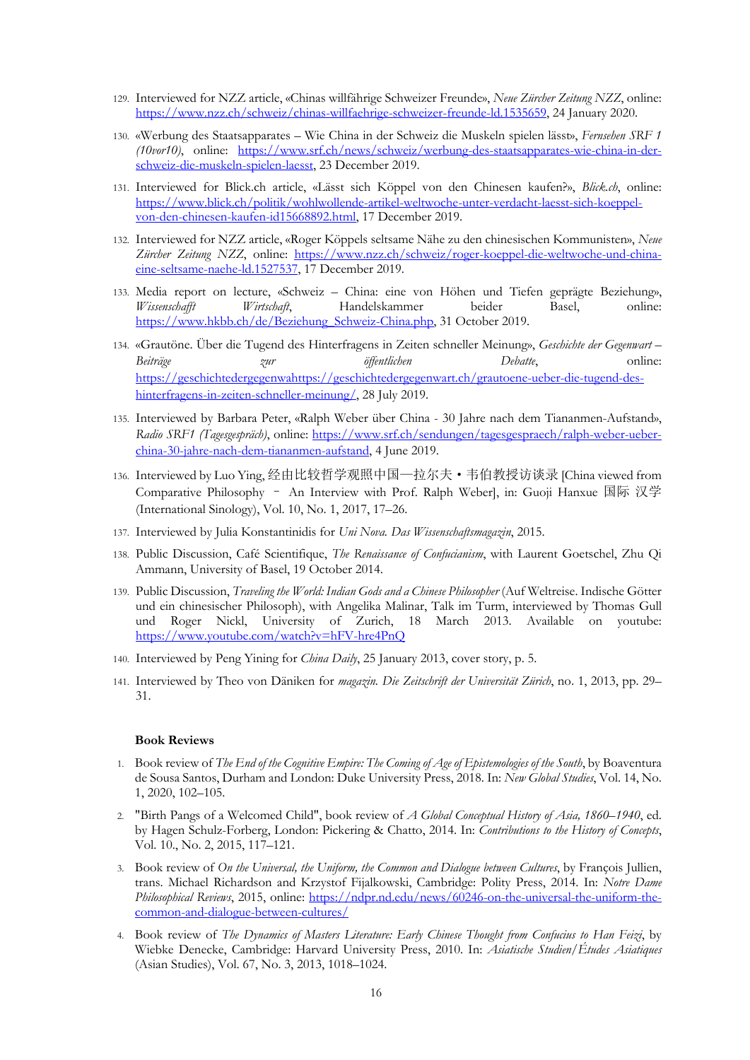129. Interviewed for NZZ article, «Chinas willfährige Schweizer Freunde», *Neue Zürcher Zeitung NZZ*, online: https://www.nzz.ch/schweiz/chinas-willfaehrige-schweizer-freunde-ld.1535659, 24 January 2020.

130. «Werbung des Staatsapparates – Wie China in der Schweiz die Muskeln spielen lässt», *Fernsehen SRF 1 (10vor10)*, online: https://www.srf.ch/news/schweiz/werbung-des-staatsapparates-wie-china-in-der-schweiz-die-muskeln-spielen-laesst, 23 December 2019.

131. Interviewed for Blick.ch article, «Lässt sich Köppel von den Chinesen kaufen?», *Blick.ch*, online: https://www.blick.ch/politik/wohlwollende-artikel-weltwoche-unter-verdacht-laesst-sich-koeppel-von-den-chinesen-kaufen-id15668892.html, 17 December 2019.

132. Interviewed for NZZ article, «Roger Köppels seltsame Nähe zu den chinesischen Kommunisten», *Neue Zürcher Zeitung NZZ*, online: https://www.nzz.ch/schweiz/roger-koeppel-die-weltwoche-und-china-eine-seltsame-naehe-ld.1527537, 17 December 2019.

133. Media report on lecture, «Schweiz – China: eine von Höhen und Tiefen geprägte Beziehung», *Wissenschafft Wirtschaft*, Handelskammer beider Basel, online: https://www.hkbb.ch/de/Beziehung_Schweiz-China.php, 31 October 2019.

134. «Grautöne. Über die Tugend des Hinterfragens in Zeiten schneller Meinung», *Geschichte der Gegenwart – Beiträge zur öffentlichen Debatte*, online: https://geschichtedergegenwahttps://geschichtedergegenwart.ch/grautoene-ueber-die-tugend-des-hinterfragens-in-zeiten-schneller-meinung/, 28 July 2019.

135. Interviewed by Barbara Peter, «Ralph Weber über China - 30 Jahre nach dem Tiananmen-Aufstand», *Radio SRF1 (Tagesgespräch)*, online: https://www.srf.ch/sendungen/tagesgespraech/ralph-weber-ueber-china-30-jahre-nach-dem-tiananmen-aufstand, 4 June 2019.

136. Interviewed by Luo Ying, 经由比较哲学观照中国—拉尔夫•韦伯教授访谈录 [China viewed from Comparative Philosophy – An Interview with Prof. Ralph Weber], in: Guoji Hanxue 国际 汉学 (International Sinology), Vol. 10, No. 1, 2017, 17–26.

137. Interviewed by Julia Konstantinidis for *Uni Nova. Das Wissenschaftsmagazin*, 2015.

138. Public Discussion, Café Scientifique, *The Renaissance of Confucianism*, with Laurent Goetschel, Zhu Qi Ammann, University of Basel, 19 October 2014.

139. Public Discussion, *Traveling the World: Indian Gods and a Chinese Philosopher* (Auf Weltreise. Indische Götter und ein chinesischer Philosoph), with Angelika Malinar, Talk im Turm, interviewed by Thomas Gull und Roger Nickl, University of Zurich, 18 March 2013. Available on youtube: https://www.youtube.com/watch?v=hFV-hre4PnQ

140. Interviewed by Peng Yining for *China Daily*, 25 January 2013, cover story, p. 5.

141. Interviewed by Theo von Däniken for *magazin. Die Zeitschrift der Universität Zürich*, no. 1, 2013, pp. 29–31.

**Book Reviews**

1. Book review of *The End of the Cognitive Empire: The Coming of Age of Epistemologies of the South*, by Boaventura de Sousa Santos, Durham and London: Duke University Press, 2018. In: *New Global Studies*, Vol. 14, No. 1, 2020, 102–105.

2. "Birth Pangs of a Welcomed Child", book review of *A Global Conceptual History of Asia, 1860–1940*, ed. by Hagen Schulz-Forberg, London: Pickering & Chatto, 2014. In: *Contributions to the History of Concepts*, Vol. 10., No. 2, 2015, 117–121.

3. Book review of *On the Universal, the Uniform, the Common and Dialogue between Cultures*, by François Jullien, trans. Michael Richardson and Krzystof Fijalkowski, Cambridge: Polity Press, 2014. In: *Notre Dame Philosophical Reviews*, 2015, online: https://ndpr.nd.edu/news/60246-on-the-universal-the-uniform-the-common-and-dialogue-between-cultures/

4. Book review of *The Dynamics of Masters Literature: Early Chinese Thought from Confucius to Han Feizi*, by Wiebke Denecke, Cambridge: Harvard University Press, 2010. In: *Asiatische Studien/Études Asiatiques* (Asian Studies), Vol. 67, No. 3, 2013, 1018–1024.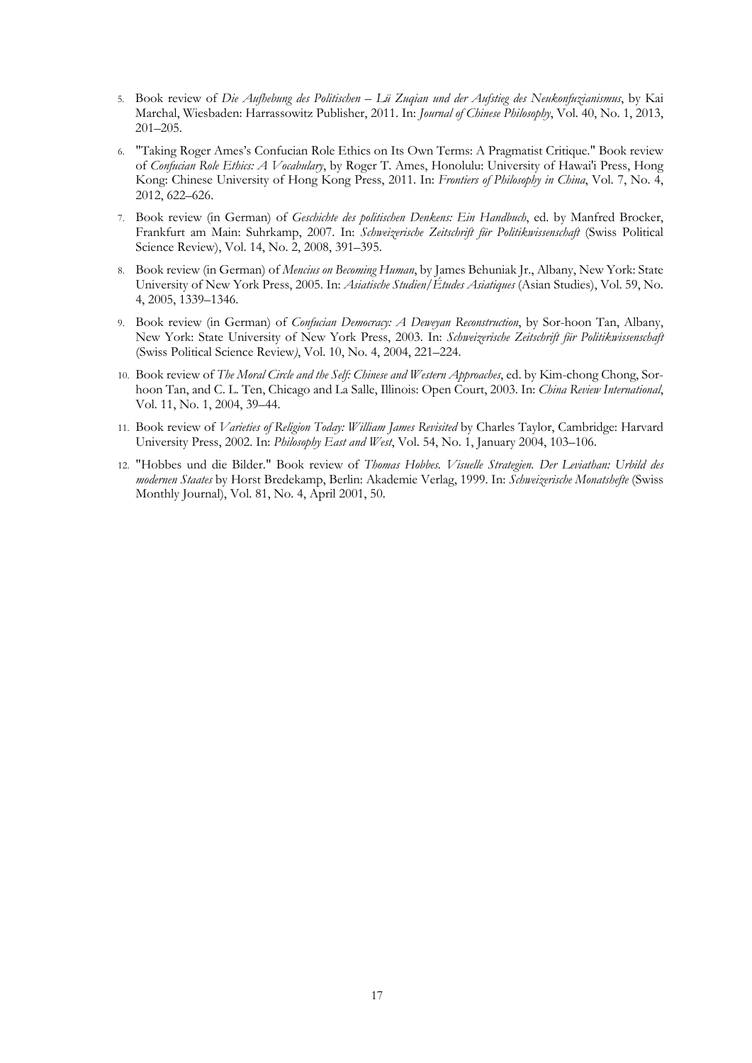5. Book review of *Die Aufhebung des Politischen – Lü Zuqian und der Aufstieg des Neukonfuzianismus*, by Kai Marchal, Wiesbaden: Harrassowitz Publisher, 2011. In: *Journal of Chinese Philosophy*, Vol. 40, No. 1, 2013, 201–205.

6. "Taking Roger Ames's Confucian Role Ethics on Its Own Terms: A Pragmatist Critique." Book review of *Confucian Role Ethics: A Vocabulary*, by Roger T. Ames, Honolulu: University of Hawai'i Press, Hong Kong: Chinese University of Hong Kong Press, 2011. In: *Frontiers of Philosophy in China*, Vol. 7, No. 4, 2012, 622–626.

7. Book review (in German) of *Geschichte des politischen Denkens: Ein Handbuch*, ed. by Manfred Brocker, Frankfurt am Main: Suhrkamp, 2007. In: *Schweizerische Zeitschrift für Politikwissenschaft* (Swiss Political Science Review), Vol. 14, No. 2, 2008, 391–395.

8. Book review (in German) of *Mencius on Becoming Human*, by James Behuniak Jr., Albany, New York: State University of New York Press, 2005. In: *Asiatische Studien/Études Asiatiques* (Asian Studies), Vol. 59, No. 4, 2005, 1339–1346.

9. Book review (in German) of *Confucian Democracy: A Deweyan Reconstruction*, by Sor-hoon Tan, Albany, New York: State University of New York Press, 2003. In: *Schweizerische Zeitschrift für Politikwissenschaft* (Swiss Political Science Review), Vol. 10, No. 4, 2004, 221–224.

10. Book review of *The Moral Circle and the Self: Chinese and Western Approaches*, ed. by Kim-chong Chong, Sor-hoon Tan, and C. L. Ten, Chicago and La Salle, Illinois: Open Court, 2003. In: *China Review International*, Vol. 11, No. 1, 2004, 39–44.

11. Book review of *Varieties of Religion Today: William James Revisited* by Charles Taylor, Cambridge: Harvard University Press, 2002. In: *Philosophy East and West*, Vol. 54, No. 1, January 2004, 103–106.

12. "Hobbes und die Bilder." Book review of *Thomas Hobbes. Visuelle Strategien. Der Leviathan: Urbild des modernen Staates* by Horst Bredekamp, Berlin: Akademie Verlag, 1999. In: *Schweizerische Monatshefte* (Swiss Monthly Journal), Vol. 81, No. 4, April 2001, 50.